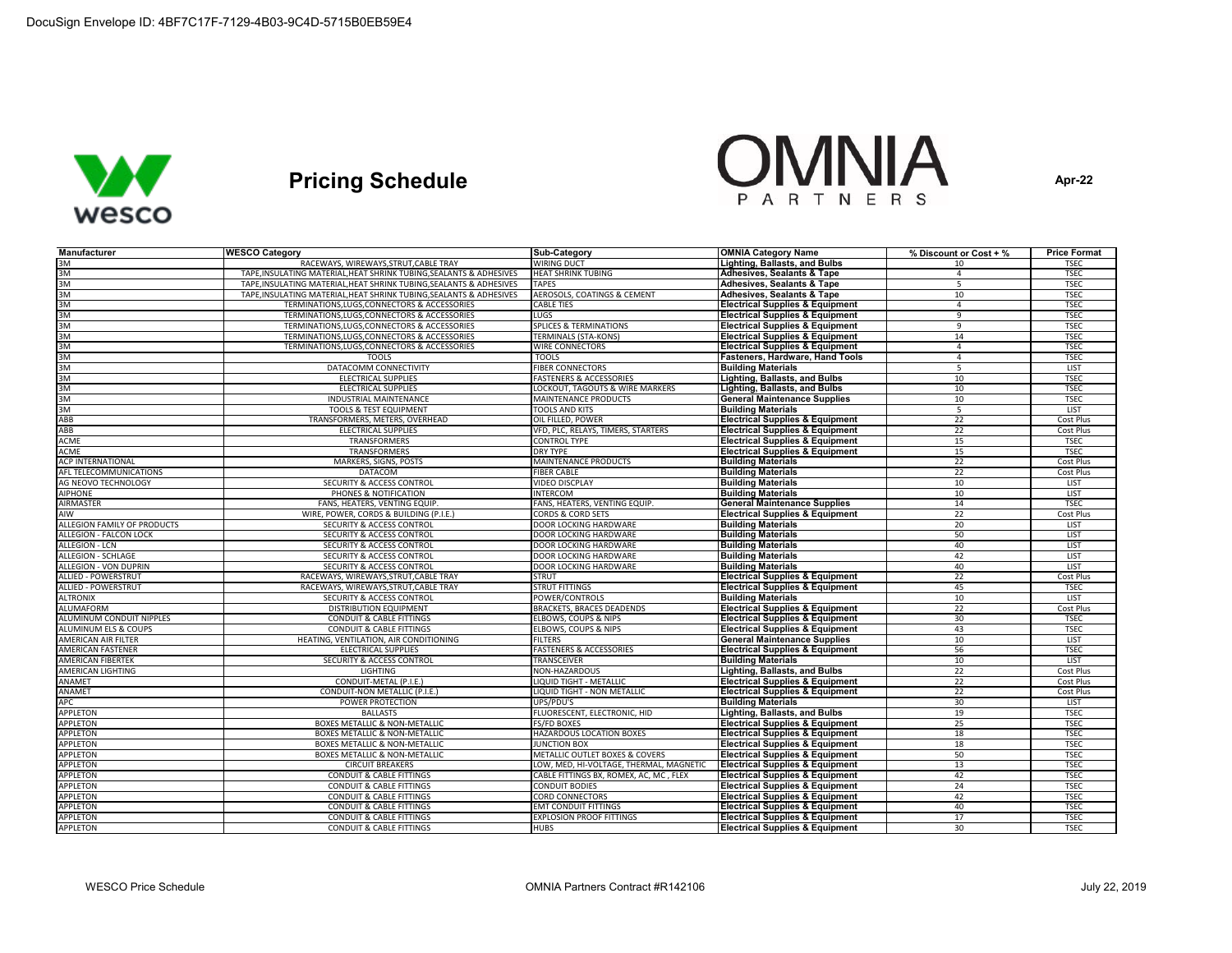# Pricing Schedule

OMNIA PARTNERS

Apr-22

| Manufacturer | WESCO Category | Sub-Category | OMNIA Category Name | % Discount or Cost + % | Price Format |
|---|---|---|---|---|---|
| 3M | RACEWAYS, WIREWAYS,STRUT,CABLE TRAY | WIRING DUCT | Lighting, Ballasts, and Bulbs | 10 | TSEC |
| 3M | TAPE,INSULATING MATERIAL,HEAT SHRINK TUBING,SEALANTS & ADHESIVES | HEAT SHRINK TUBING | Adhesives, Sealants & Tape | 4 | TSEC |
| 3M | TAPE,INSULATING MATERIAL,HEAT SHRINK TUBING,SEALANTS & ADHESIVES | TAPES | Adhesives, Sealants & Tape | 5 | TSEC |
| 3M | TAPE,INSULATING MATERIAL,HEAT SHRINK TUBING,SEALANTS & ADHESIVES | AEROSOLS, COATINGS & CEMENT | Adhesives, Sealants & Tape | 10 | TSEC |
| 3M | TERMINATIONS,LUGS,CONNECTORS & ACCESSORIES | CABLE TIES | Electrical Supplies & Equipment | 4 | TSEC |
| 3M | TERMINATIONS,LUGS,CONNECTORS & ACCESSORIES | LUGS | Electrical Supplies & Equipment | 9 | TSEC |
| 3M | TERMINATIONS,LUGS,CONNECTORS & ACCESSORIES | SPLICES & TERMINATIONS | Electrical Supplies & Equipment | 9 | TSEC |
| 3M | TERMINATIONS,LUGS,CONNECTORS & ACCESSORIES | TERMINALS (STA-KONS) | Electrical Supplies & Equipment | 14 | TSEC |
| 3M | TERMINATIONS,LUGS,CONNECTORS & ACCESSORIES | WIRE CONNECTORS | Electrical Supplies & Equipment | 4 | TSEC |
| 3M | TOOLS | TOOLS | Fasteners, Hardware, Hand Tools | 4 | TSEC |
| 3M | DATACOMM CONNECTIVITY | FIBER CONNECTORS | Building Materials | 5 | LIST |
| 3M | ELECTRICAL SUPPLIES | FASTENERS & ACCESSORIES | Lighting, Ballasts, and Bulbs | 10 | TSEC |
| 3M | ELECTRICAL SUPPLIES | LOCKOUT, TAGOUTS & WIRE MARKERS | Lighting, Ballasts, and Bulbs | 10 | TSEC |
| 3M | INDUSTRIAL MAINTENANCE | MAINTENANCE PRODUCTS | General Maintenance Supplies | 10 | TSEC |
| 3M | TOOLS & TEST EQUIPMENT | TOOLS AND KITS | Building Materials | 5 | LIST |
| ABB | TRANSFORMERS, METERS, OVERHEAD | OIL FILLED, POWER | Electrical Supplies & Equipment | 22 | Cost Plus |
| ABB | ELECTRICAL SUPPLIES | VFD, PLC, RELAYS, TIMERS, STARTERS | Electrical Supplies & Equipment | 22 | Cost Plus |
| ACME | TRANSFORMERS | CONTROL TYPE | Electrical Supplies & Equipment | 15 | TSEC |
| ACME | TRANSFORMERS | DRY TYPE | Electrical Supplies & Equipment | 15 | TSEC |
| ACP INTERNATIONAL | MARKERS, SIGNS, POSTS | MAINTENANCE PRODUCTS | Building Materials | 22 | Cost Plus |
| AFL TELECOMMUNICATIONS | DATACOM | FIBER CABLE | Building Materials | 22 | Cost Plus |
| AG NEOVO TECHNOLOGY | SECURITY & ACCESS CONTROL | VIDEO DISCPLAY | Building Materials | 10 | LIST |
| AIPHONE | PHONES & NOTIFICATION | INTERCOM | Building Materials | 10 | LIST |
| AIRMASTER | FANS, HEATERS, VENTING EQUIP. | FANS, HEATERS, VENTING EQUIP. | General Maintenance Supplies | 14 | TSEC |
| AIW | WIRE, POWER, CORDS & BUILDING (P.I.E.) | CORDS & CORD SETS | Electrical Supplies & Equipment | 22 | Cost Plus |
| ALLEGION FAMILY OF PRODUCTS | SECURITY & ACCESS CONTROL | DOOR LOCKING HARDWARE | Building Materials | 20 | LIST |
| ALLEGION - FALCON LOCK | SECURITY & ACCESS CONTROL | DOOR LOCKING HARDWARE | Building Materials | 50 | LIST |
| ALLEGION - LCN | SECURITY & ACCESS CONTROL | DOOR LOCKING HARDWARE | Building Materials | 40 | LIST |
| ALLEGION - SCHLAGE | SECURITY & ACCESS CONTROL | DOOR LOCKING HARDWARE | Building Materials | 42 | LIST |
| ALLEGION - VON DUPRIN | SECURITY & ACCESS CONTROL | DOOR LOCKING HARDWARE | Building Materials | 40 | LIST |
| ALLIED - POWERSTRUT | RACEWAYS, WIREWAYS,STRUT,CABLE TRAY | STRUT | Electrical Supplies & Equipment | 22 | Cost Plus |
| ALLIED - POWERSTRUT | RACEWAYS, WIREWAYS,STRUT,CABLE TRAY | STRUT FITTINGS | Electrical Supplies & Equipment | 45 | TSEC |
| ALTRONIX | SECURITY & ACCESS CONTROL | POWER/CONTROLS | Building Materials | 10 | LIST |
| ALUMAFORM | DISTRIBUTION EQUIPMENT | BRACKETS, BRACES DEADENDS | Electrical Supplies & Equipment | 22 | Cost Plus |
| ALUMINUM CONDUIT NIPPLES | CONDUIT & CABLE FITTINGS | ELBOWS, COUPS & NIPS | Electrical Supplies & Equipment | 30 | TSEC |
| ALUMINUM ELS & COUPS | CONDUIT & CABLE FITTINGS | ELBOWS, COUPS & NIPS | Electrical Supplies & Equipment | 43 | TSEC |
| AMERICAN AIR FILTER | HEATING, VENTILATION, AIR CONDITIONING | FILTERS | General Maintenance Supplies | 10 | LIST |
| AMERICAN FASTENER | ELECTRICAL SUPPLIES | FASTENERS & ACCESSORIES | Electrical Supplies & Equipment | 56 | TSEC |
| AMERICAN FIBERTEK | SECURITY & ACCESS CONTROL | TRANSCEIVER | Building Materials | 10 | LIST |
| AMERICAN LIGHTING | LIGHTING | NON-HAZARDOUS | Lighting, Ballasts, and Bulbs | 22 | Cost Plus |
| ANAMET | CONDUIT-METAL (P.I.E.) | LIQUID TIGHT - METALLIC | Electrical Supplies & Equipment | 22 | Cost Plus |
| ANAMET | CONDUIT-NON METALLIC (P.I.E.) | LIQUID TIGHT - NON METALLIC | Electrical Supplies & Equipment | 22 | Cost Plus |
| APC | POWER PROTECTION | UPS/PDU'S | Building Materials | 30 | LIST |
| APPLETON | BALLASTS | FLUORESCENT, ELECTRONIC, HID | Lighting, Ballasts, and Bulbs | 19 | TSEC |
| APPLETON | BOXES METALLIC & NON-METALLIC | FS/FD BOXES | Electrical Supplies & Equipment | 25 | TSEC |
| APPLETON | BOXES METALLIC & NON-METALLIC | HAZARDOUS LOCATION BOXES | Electrical Supplies & Equipment | 18 | TSEC |
| APPLETON | BOXES METALLIC & NON-METALLIC | JUNCTION BOX | Electrical Supplies & Equipment | 18 | TSEC |
| APPLETON | BOXES METALLIC & NON-METALLIC | METALLIC OUTLET BOXES & COVERS | Electrical Supplies & Equipment | 50 | TSEC |
| APPLETON | CIRCUIT BREAKERS | LOW, MED, HI-VOLTAGE, THERMAL, MAGNETIC | Electrical Supplies & Equipment | 13 | TSEC |
| APPLETON | CONDUIT & CABLE FITTINGS | CABLE FITTINGS BX, ROMEX, AC, MC , FLEX | Electrical Supplies & Equipment | 42 | TSEC |
| APPLETON | CONDUIT & CABLE FITTINGS | CONDUIT BODIES | Electrical Supplies & Equipment | 24 | TSEC |
| APPLETON | CONDUIT & CABLE FITTINGS | CORD CONNECTORS | Electrical Supplies & Equipment | 42 | TSEC |
| APPLETON | CONDUIT & CABLE FITTINGS | EMT CONDUIT FITTINGS | Electrical Supplies & Equipment | 40 | TSEC |
| APPLETON | CONDUIT & CABLE FITTINGS | EXPLOSION PROOF FITTINGS | Electrical Supplies & Equipment | 17 | TSEC |
| APPLETON | CONDUIT & CABLE FITTINGS | HUBS | Electrical Supplies & Equipment | 30 | TSEC |

WESCO Price Schedule | OMNIA Partners Contract #R142106 | July 22, 2019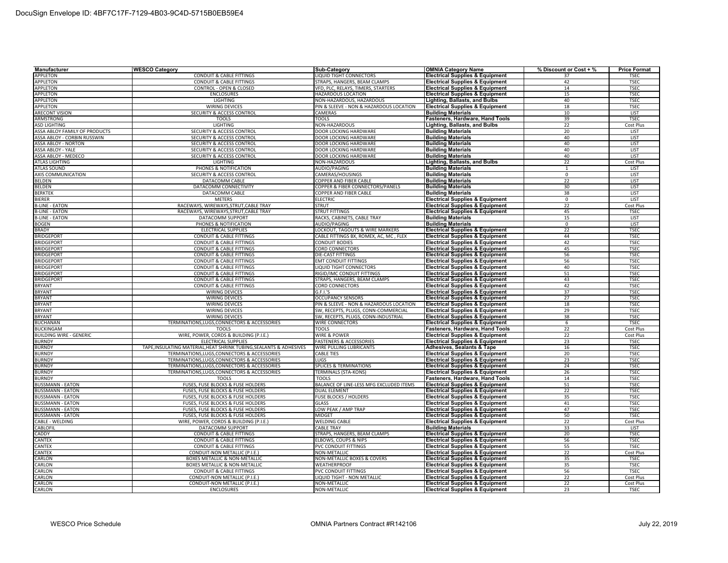| Manufacturer | WESCO Category | Sub-Category | OMNIA Category Name | % Discount or Cost + % | Price Format |
|---|---|---|---|---|---|
| APPLETON | CONDUIT & CABLE FITTINGS | LIQUID TIGHT CONNECTORS | Electrical Supplies & Equipment | 37 | TSEC |
| APPLETON | CONDUIT & CABLE FITTINGS | STRAPS, HANGERS, BEAM CLAMPS | Electrical Supplies & Equipment | 42 | TSEC |
| APPLETON | CONTROL - OPEN & CLOSED | VFD, PLC, RELAYS, TIMERS, STARTERS | Electrical Supplies & Equipment | 14 | TSEC |
| APPLETON | ENCLOSURES | HAZARDOUS LOCATION | Electrical Supplies & Equipment | 15 | TSEC |
| APPLETON | LIGHTING | NON-HAZARDOUS, HAZARDOUS | Lighting, Ballasts, and Bulbs | 40 | TSEC |
| APPLETON | WIRING DEVICES | PIN & SLEEVE - NON & HAZARDOUS LOCATION | Electrical Supplies & Equipment | 18 | TSEC |
| ARECONT VISION | SECURITY & ACCESS CONTROL | CAMERAS | Building Materials | 10 | LIST |
| ARMSTRONG | TOOLS | TOOLS | Fasteners, Hardware, Hand Tools | 39 | TSEC |
| ASD LIGHTING | LIGHTING | NON-HAZARDOUS | Lighting, Ballasts, and Bulbs | 22 | Cost Plus |
| ASSA ABLOY FAMILY OF PRODUCTS | SECURITY & ACCESS CONTROL | DOOR LOCKING HARDWARE | Building Materials | 20 | LIST |
| ASSA ABLOY - CORBIN RUSSWIN | SECURITY & ACCESS CONTROL | DOOR LOCKING HARDWARE | Building Materials | 40 | LIST |
| ASSA ABLOY - NORTON | SECURITY & ACCESS CONTROL | DOOR LOCKING HARDWARE | Building Materials | 40 | LIST |
| ASSA ABLOY - YALE | SECURITY & ACCESS CONTROL | DOOR LOCKING HARDWARE | Building Materials | 40 | LIST |
| ASSA ABLOY - MEDECO | SECURITY & ACCESS CONTROL | DOOR LOCKING HARDWARE | Building Materials | 40 | LIST |
| ATLAS LIGHTING | LIGHTING | NON-HAZARDOUS | Lighting, Ballasts, and Bulbs | 22 | Cost Plus |
| ATLAS SOUND | PHONES & NOTIFICATION | AUDIO/PAGING | Building Materials | 1 | LIST |
| AXIS COMMUNICATION | SECURITY & ACCESS CONTROL | CAMERAS/HOUSINGS | Building Materials | 0 | LIST |
| BELDEN | DATACOMM CABLE | COPPER AND FIBER CABLE | Building Materials | 22 | LIST |
| BELDEN | DATACOMM CONNECTIVITY | COPPER & FIBER CONNECTORS/PANELS | Building Materials | 30 | LIST |
| BERKTEK | DATACOMM CABLE | COPPER AND FIBER CABLE | Building Materials | 38 | LIST |
| BIERER | METERS | ELECTRIC | Electrical Supplies & Equipment | 0 | LIST |
| B-LINE - EATON | RACEWAYS, WIREWAYS,STRUT,CABLE TRAY | STRUT | Electrical Supplies & Equipment | 22 | Cost Plus |
| B-LINE - EATON | RACEWAYS, WIREWAYS,STRUT,CABLE TRAY | STRUT FITTINGS | Electrical Supplies & Equipment | 45 | TSEC |
| B-LINE - EATON | DATACOMM SUPPORT | RACKS, CABINETS, CABLE TRAY | Building Materials | 15 | LIST |
| BOGEN | PHONES & NOTIFICATION | AUDIO/PAGING | Building Materials | 0 | LIST |
| BRADY | ELECTRICAL SUPPLIES | LOCKOUT, TAGOUTS & WIRE MARKERS | Electrical Supplies & Equipment | 22 | TSEC |
| BRIDGEPORT | CONDUIT & CABLE FITTINGS | CABLE FITTINGS BX, ROMEX, AC, MC , FLEX | Electrical Supplies & Equipment | 44 | TSEC |
| BRIDGEPORT | CONDUIT & CABLE FITTINGS | CONDUIT BODIES | Electrical Supplies & Equipment | 42 | TSEC |
| BRIDGEPORT | CONDUIT & CABLE FITTINGS | CORD CONNECTORS | Electrical Supplies & Equipment | 45 | TSEC |
| BRIDGEPORT | CONDUIT & CABLE FITTINGS | DIE-CAST FITTINGS | Electrical Supplies & Equipment | 56 | TSEC |
| BRIDGEPORT | CONDUIT & CABLE FITTINGS | EMT CONDUIT FITTINGS | Electrical Supplies & Equipment | 56 | TSEC |
| BRIDGEPORT | CONDUIT & CABLE FITTINGS | LIQUID TIGHT CONNECTORS | Electrical Supplies & Equipment | 40 | TSEC |
| BRIDGEPORT | CONDUIT & CABLE FITTINGS | RIGID/IMC CONDUIT FITTINGS | Electrical Supplies & Equipment | 51 | TSEC |
| BRIDGEPORT | CONDUIT & CABLE FITTINGS | STRAPS, HANGERS, BEAM CLAMPS | Electrical Supplies & Equipment | 43 | TSEC |
| BRYANT | CONDUIT & CABLE FITTINGS | CORD CONNECTORS | Electrical Supplies & Equipment | 42 | TSEC |
| BRYANT | WIRING DEVICES | G.F.I.'S | Electrical Supplies & Equipment | 37 | TSEC |
| BRYANT | WIRING DEVICES | OCCUPANCY SENSORS | Electrical Supplies & Equipment | 27 | TSEC |
| BRYANT | WIRING DEVICES | PIN & SLEEVE - NON & HAZARDOUS LOCATION | Electrical Supplies & Equipment | 18 | TSEC |
| BRYANT | WIRING DEVICES | SW, RECEPTS, PLUGS, CONN-COMMERCIAL | Electrical Supplies & Equipment | 29 | TSEC |
| BRYANT | WIRING DEVICES | SW, RECEPTS, PLUGS, CONN-INDUSTRIAL | Electrical Supplies & Equipment | 38 | TSEC |
| BUCHANAN | TERMINATIONS,LUGS,CONNECTORS & ACCESSORIES | WIRE CONNECTORS | Electrical Supplies & Equipment | 6 | TSEC |
| BUCKINGAM | TOOLS | TOOLS | Fasteners, Hardware, Hand Tools | 22 | Cost Plus |
| BUILDING WIRE - GENERIC | WIRE, POWER, CORDS & BUILDING (P.I.E.) | WIRE & POWER | Electrical Supplies & Equipment | 22 | Cost Plus |
| BURNDY | ELECTRICAL SUPPLIES | FASTENERS & ACCESSORIES | Electrical Supplies & Equipment | 23 | TSEC |
| BURNDY | TAPE,INSULATING MATERIAL,HEAT SHRINK TUBING,SEALANTS & ADHESIVES | WIRE PULLING LUBRICANTS | Adhesives, Sealants & Tape | 16 | TSEC |
| BURNDY | TERMINATIONS,LUGS,CONNECTORS & ACCESSORIES | CABLE TIES | Electrical Supplies & Equipment | 20 | TSEC |
| BURNDY | TERMINATIONS,LUGS,CONNECTORS & ACCESSORIES | LUGS | Electrical Supplies & Equipment | 23 | TSEC |
| BURNDY | TERMINATIONS,LUGS,CONNECTORS & ACCESSORIES | SPLICES & TERMINATIONS | Electrical Supplies & Equipment | 24 | TSEC |
| BURNDY | TERMINATIONS,LUGS,CONNECTORS & ACCESSORIES | TERMINALS (STA-KONS) | Electrical Supplies & Equipment | 26 | TSEC |
| BURNDY | TOOLS | TOOLS | Fasteners, Hardware, Hand Tools | 14 | TSEC |
| BUSSMANN - EATON | FUSES, FUSE BLOCKS & FUSE HOLDERS | BALANCE OF LINE-LESS MFG EXCLUDED ITEMS | Electrical Supplies & Equipment | 51 | TSEC |
| BUSSMANN - EATON | FUSES, FUSE BLOCKS & FUSE HOLDERS | DUAL ELEMENT | Electrical Supplies & Equipment | 22 | TSEC |
| BUSSMANN - EATON | FUSES, FUSE BLOCKS & FUSE HOLDERS | FUSE BLOCKS / HOLDERS | Electrical Supplies & Equipment | 35 | TSEC |
| BUSSMANN - EATON | FUSES, FUSE BLOCKS & FUSE HOLDERS | GLASS | Electrical Supplies & Equipment | 41 | TSEC |
| BUSSMANN - EATON | FUSES, FUSE BLOCKS & FUSE HOLDERS | LOW PEAK / AMP TRAP | Electrical Supplies & Equipment | 47 | TSEC |
| BUSSMANN - EATON | FUSES, FUSE BLOCKS & FUSE HOLDERS | MIDGET | Electrical Supplies & Equipment | 50 | TSEC |
| CABLE - WELDING | WIRE, POWER, CORDS & BUILDING (P.I.E.) | WELDING CABLE | Electrical Supplies & Equipment | 22 | Cost Plus |
| CABLOFIL | DATACOMM SUPPORT | CABLE TRAY | Building Materials | 33 | LIST |
| CADDY | CONDUIT & CABLE FITTINGS | STRAPS, HANGERS, BEAM CLAMPS | Electrical Supplies & Equipment | 20 | TSEC |
| CANTEX | CONDUIT & CABLE FITTINGS | ELBOWS, COUPS & NIPS | Electrical Supplies & Equipment | 56 | TSEC |
| CANTEX | CONDUIT & CABLE FITTINGS | PVC CONDUIT FITTINGS | Electrical Supplies & Equipment | 55 | TSEC |
| CANTEX | CONDUIT-NON METALLIC (P.I.E.) | NON-METALLIC | Electrical Supplies & Equipment | 22 | Cost Plus |
| CARLON | BOXES METALLIC & NON-METALLIC | NON-METALLIC BOXES & COVERS | Electrical Supplies & Equipment | 35 | TSEC |
| CARLON | BOXES METALLIC & NON-METALLIC | WEATHERPROOF | Electrical Supplies & Equipment | 35 | TSEC |
| CARLON | CONDUIT & CABLE FITTINGS | PVC CONDUIT FITTINGS | Electrical Supplies & Equipment | 56 | TSEC |
| CARLON | CONDUIT-NON METALLIC (P.I.E.) | LIQUID TIGHT - NON METALLIC | Electrical Supplies & Equipment | 22 | Cost Plus |
| CARLON | CONDUIT-NON METALLIC (P.I.E.) | NON-METALLIC | Electrical Supplies & Equipment | 22 | Cost Plus |
| CARLON | ENCLOSURES | NON-METALLIC | Electrical Supplies & Equipment | 23 | TSEC |

WESCO Price Schedule | OMNIA Partners Contract #R142106 | July 22, 2019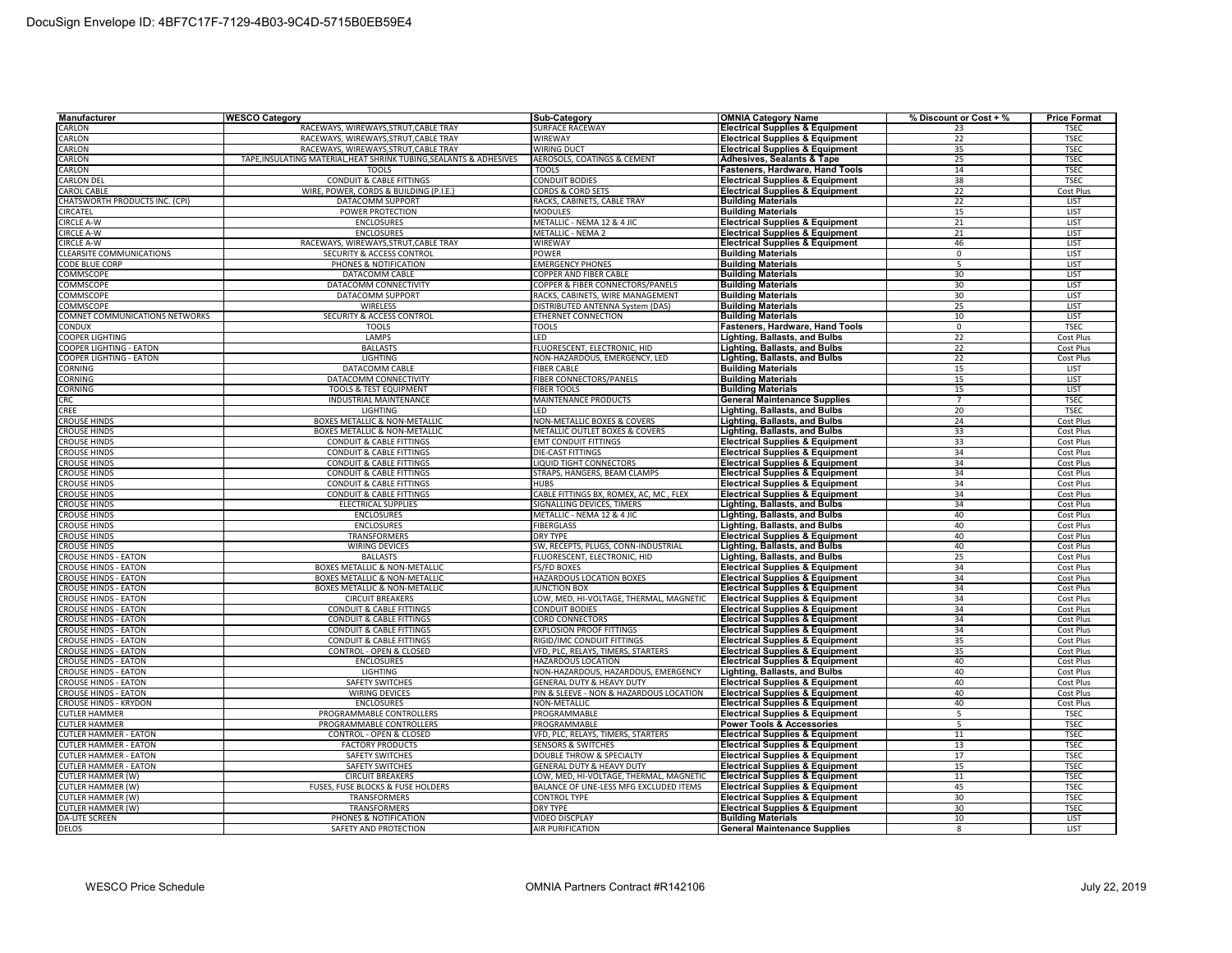| Manufacturer | WESCO Category | Sub-Category | OMNIA Category Name | % Discount or Cost + % | Price Format |
|---|---|---|---|---|---|
| CARLON | RACEWAYS, WIREWAYS,STRUT,CABLE TRAY | SURFACE RACEWAY | Electrical Supplies & Equipment | 23 | TSEC |
| CARLON | RACEWAYS, WIREWAYS,STRUT,CABLE TRAY | WIREWAY | Electrical Supplies & Equipment | 22 | TSEC |
| CARLON | RACEWAYS, WIREWAYS,STRUT,CABLE TRAY | WIRING DUCT | Electrical Supplies & Equipment | 35 | TSEC |
| CARLON | TAPE,INSULATING MATERIAL,HEAT SHRINK TUBING,SEALANTS & ADHESIVES | AEROSOLS, COATINGS & CEMENT | Adhesives, Sealants & Tape | 25 | TSEC |
| CARLON | TOOLS | TOOLS | Fasteners, Hardware, Hand Tools | 14 | TSEC |
| CARLON DEL | CONDUIT & CABLE FITTINGS | CONDUIT BODIES | Electrical Supplies & Equipment | 38 | TSEC |
| CAROL CABLE | WIRE, POWER, CORDS & BUILDING (P.I.E.) | CORDS & CORD SETS | Electrical Supplies & Equipment | 22 | Cost Plus |
| CHATSWORTH PRODUCTS INC. (CPI) | DATACOMM SUPPORT | RACKS, CABINETS, CABLE TRAY | Building Materials | 22 | LIST |
| CIRCATEL | POWER PROTECTION | MODULES | Building Materials | 15 | LIST |
| CIRCLE A-W | ENCLOSURES | METALLIC - NEMA 12 & 4 JIC | Electrical Supplies & Equipment | 21 | LIST |
| CIRCLE A-W | ENCLOSURES | METALLIC - NEMA 2 | Electrical Supplies & Equipment | 21 | LIST |
| CIRCLE A-W | RACEWAYS, WIREWAYS,STRUT,CABLE TRAY | WIREWAY | Electrical Supplies & Equipment | 46 | LIST |
| CLEARSITE COMMUNICATIONS | SECURITY & ACCESS CONTROL | POWER | Building Materials | 0 | LIST |
| CODE BLUE CORP | PHONES & NOTIFICATION | EMERGENCY PHONES | Building Materials | 5 | LIST |
| COMMSCOPE | DATACOMM CABLE | COPPER AND FIBER CABLE | Building Materials | 30 | LIST |
| COMMSCOPE | DATACOMM CONNECTIVITY | COPPER & FIBER CONNECTORS/PANELS | Building Materials | 30 | LIST |
| COMMSCOPE | DATACOMM SUPPORT | RACKS, CABINETS, WIRE MANAGEMENT | Building Materials | 30 | LIST |
| COMMSCOPE | WIRELESS | DISTRIBUTED ANTENNA System (DAS) | Building Materials | 25 | LIST |
| COMNET COMMUNICATIONS NETWORKS | SECURITY & ACCESS CONTROL | ETHERNET CONNECTION | Building Materials | 10 | LIST |
| CONDUX | TOOLS | TOOLS | Fasteners, Hardware, Hand Tools | 0 | TSEC |
| COOPER LIGHTING | LAMPS | LED | Lighting, Ballasts, and Bulbs | 22 | Cost Plus |
| COOPER LIGHTING - EATON | BALLASTS | FLUORESCENT, ELECTRONIC, HID | Lighting, Ballasts, and Bulbs | 22 | Cost Plus |
| COOPER LIGHTING - EATON | LIGHTING | NON-HAZARDOUS, EMERGENCY, LED | Lighting, Ballasts, and Bulbs | 22 | Cost Plus |
| CORNING | DATACOMM CABLE | FIBER CABLE | Building Materials | 15 | LIST |
| CORNING | DATACOMM CONNECTIVITY | FIBER CONNECTORS/PANELS | Building Materials | 15 | LIST |
| CORNING | TOOLS & TEST EQUIPMENT | FIBER TOOLS | Building Materials | 15 | LIST |
| CRC | INDUSTRIAL MAINTENANCE | MAINTENANCE PRODUCTS | General Maintenance Supplies | 7 | TSEC |
| CREE | LIGHTING | LED | Lighting, Ballasts, and Bulbs | 20 | TSEC |
| CROUSE HINDS | BOXES METALLIC & NON-METALLIC | NON-METALLIC BOXES & COVERS | Lighting, Ballasts, and Bulbs | 24 | Cost Plus |
| CROUSE HINDS | BOXES METALLIC & NON-METALLIC | METALLIC OUTLET BOXES & COVERS | Lighting, Ballasts, and Bulbs | 33 | Cost Plus |
| CROUSE HINDS | CONDUIT & CABLE FITTINGS | EMT CONDUIT FITTINGS | Electrical Supplies & Equipment | 33 | Cost Plus |
| CROUSE HINDS | CONDUIT & CABLE FITTINGS | DIE-CAST FITTINGS | Electrical Supplies & Equipment | 34 | Cost Plus |
| CROUSE HINDS | CONDUIT & CABLE FITTINGS | LIQUID TIGHT CONNECTORS | Electrical Supplies & Equipment | 34 | Cost Plus |
| CROUSE HINDS | CONDUIT & CABLE FITTINGS | STRAPS, HANGERS, BEAM CLAMPS | Electrical Supplies & Equipment | 34 | Cost Plus |
| CROUSE HINDS | CONDUIT & CABLE FITTINGS | HUBS | Electrical Supplies & Equipment | 34 | Cost Plus |
| CROUSE HINDS | CONDUIT & CABLE FITTINGS | CABLE FITTINGS BX, ROMEX, AC, MC , FLEX | Electrical Supplies & Equipment | 34 | Cost Plus |
| CROUSE HINDS | ELECTRICAL SUPPLIES | SIGNALLING DEVICES, TIMERS | Lighting, Ballasts, and Bulbs | 34 | Cost Plus |
| CROUSE HINDS | ENCLOSURES | METALLIC - NEMA 12 & 4 JIC | Lighting, Ballasts, and Bulbs | 40 | Cost Plus |
| CROUSE HINDS | ENCLOSURES | FIBERGLASS | Lighting, Ballasts, and Bulbs | 40 | Cost Plus |
| CROUSE HINDS | TRANSFORMERS | DRY TYPE | Electrical Supplies & Equipment | 40 | Cost Plus |
| CROUSE HINDS | WIRING DEVICES | SW, RECEPTS, PLUGS, CONN-INDUSTRIAL | Lighting, Ballasts, and Bulbs | 40 | Cost Plus |
| CROUSE HINDS - EATON | BALLASTS | FLUORESCENT, ELECTRONIC, HID | Lighting, Ballasts, and Bulbs | 25 | Cost Plus |
| CROUSE HINDS - EATON | BOXES METALLIC & NON-METALLIC | FS/FD BOXES | Electrical Supplies & Equipment | 34 | Cost Plus |
| CROUSE HINDS - EATON | BOXES METALLIC & NON-METALLIC | HAZARDOUS LOCATION BOXES | Electrical Supplies & Equipment | 34 | Cost Plus |
| CROUSE HINDS - EATON | BOXES METALLIC & NON-METALLIC | JUNCTION BOX | Electrical Supplies & Equipment | 34 | Cost Plus |
| CROUSE HINDS - EATON | CIRCUIT BREAKERS | LOW, MED, HI-VOLTAGE, THERMAL, MAGNETIC | Electrical Supplies & Equipment | 34 | Cost Plus |
| CROUSE HINDS - EATON | CONDUIT & CABLE FITTINGS | CONDUIT BODIES | Electrical Supplies & Equipment | 34 | Cost Plus |
| CROUSE HINDS - EATON | CONDUIT & CABLE FITTINGS | CORD CONNECTORS | Electrical Supplies & Equipment | 34 | Cost Plus |
| CROUSE HINDS - EATON | CONDUIT & CABLE FITTINGS | EXPLOSION PROOF FITTINGS | Electrical Supplies & Equipment | 34 | Cost Plus |
| CROUSE HINDS - EATON | CONDUIT & CABLE FITTINGS | RIGID/IMC CONDUIT FITTINGS | Electrical Supplies & Equipment | 35 | Cost Plus |
| CROUSE HINDS - EATON | CONTROL - OPEN & CLOSED | VFD, PLC, RELAYS, TIMERS, STARTERS | Electrical Supplies & Equipment | 35 | Cost Plus |
| CROUSE HINDS - EATON | ENCLOSURES | HAZARDOUS LOCATION | Electrical Supplies & Equipment | 40 | Cost Plus |
| CROUSE HINDS - EATON | LIGHTING | NON-HAZARDOUS, HAZARDOUS, EMERGENCY | Lighting, Ballasts, and Bulbs | 40 | Cost Plus |
| CROUSE HINDS - EATON | SAFETY SWITCHES | GENERAL DUTY & HEAVY DUTY | Electrical Supplies & Equipment | 40 | Cost Plus |
| CROUSE HINDS - EATON | WIRING DEVICES | PIN & SLEEVE - NON & HAZARDOUS LOCATION | Electrical Supplies & Equipment | 40 | Cost Plus |
| CROUSE HINDS - KRYDON | ENCLOSURES | NON-METALLIC | Electrical Supplies & Equipment | 40 | Cost Plus |
| CUTLER HAMMER | PROGRAMMABLE CONTROLLERS | PROGRAMMABLE | Electrical Supplies & Equipment | 5 | TSEC |
| CUTLER HAMMER | PROGRAMMABLE CONTROLLERS | PROGRAMMABLE | Power Tools & Accessories | 5 | TSEC |
| CUTLER HAMMER - EATON | CONTROL - OPEN & CLOSED | VFD, PLC, RELAYS, TIMERS, STARTERS | Electrical Supplies & Equipment | 11 | TSEC |
| CUTLER HAMMER - EATON | FACTORY PRODUCTS | SENSORS & SWITCHES | Electrical Supplies & Equipment | 13 | TSEC |
| CUTLER HAMMER - EATON | SAFETY SWITCHES | DOUBLE THROW & SPECIALTY | Electrical Supplies & Equipment | 17 | TSEC |
| CUTLER HAMMER - EATON | SAFETY SWITCHES | GENERAL DUTY & HEAVY DUTY | Electrical Supplies & Equipment | 15 | TSEC |
| CUTLER HAMMER (W) | CIRCUIT BREAKERS | LOW, MED, HI-VOLTAGE, THERMAL, MAGNETIC | Electrical Supplies & Equipment | 11 | TSEC |
| CUTLER HAMMER (W) | FUSES, FUSE BLOCKS & FUSE HOLDERS | BALANCE OF LINE-LESS MFG EXCLUDED ITEMS | Electrical Supplies & Equipment | 45 | TSEC |
| CUTLER HAMMER (W) | TRANSFORMERS | CONTROL TYPE | Electrical Supplies & Equipment | 30 | TSEC |
| CUTLER HAMMER (W) | TRANSFORMERS | DRY TYPE | Electrical Supplies & Equipment | 30 | TSEC |
| DA-LITE SCREEN | PHONES & NOTIFICATION | VIDEO DISCPLAY | Building Materials | 10 | LIST |
| DELOS | SAFETY AND PROTECTION | AIR PURIFICATION | General Maintenance Supplies | 8 | LIST |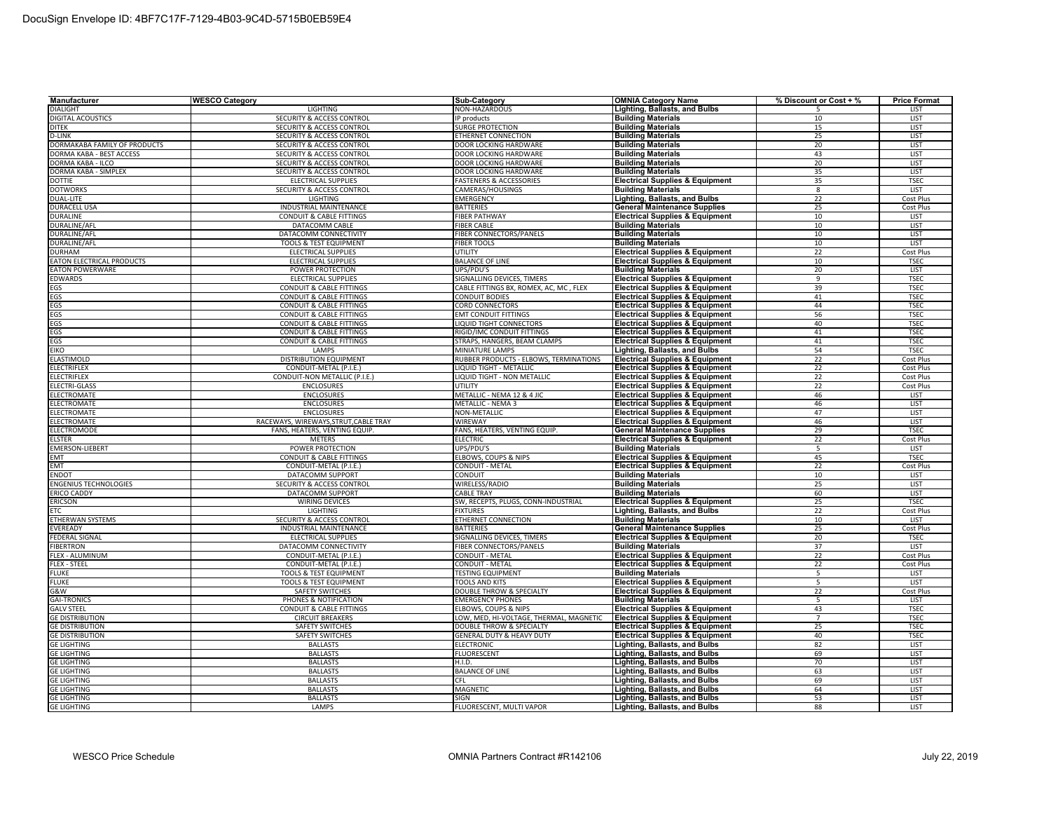| Manufacturer | WESCO Category | Sub-Category | OMNIA Category Name | % Discount or Cost + % | Price Format |
|---|---|---|---|---|---|
| DIALIGHT | LIGHTING | NON-HAZARDOUS | Lighting, Ballasts, and Bulbs | 5 | LIST |
| DIGITAL ACOUSTICS | SECURITY & ACCESS CONTROL | IP products | Building Materials | 10 | LIST |
| DITEK | SECURITY & ACCESS CONTROL | SURGE PROTECTION | Building Materials | 15 | LIST |
| D-LINK | SECURITY & ACCESS CONTROL | ETHERNET CONNECTION | Building Materials | 25 | LIST |
| DORMAKABA FAMILY OF PRODUCTS | SECURITY & ACCESS CONTROL | DOOR LOCKING HARDWARE | Building Materials | 20 | LIST |
| DORMA KABA - BEST ACCESS | SECURITY & ACCESS CONTROL | DOOR LOCKING HARDWARE | Building Materials | 43 | LIST |
| DORMA KABA - ILCO | SECURITY & ACCESS CONTROL | DOOR LOCKING HARDWARE | Building Materials | 20 | LIST |
| DORMA KABA - SIMPLEX | SECURITY & ACCESS CONTROL | DOOR LOCKING HARDWARE | Building Materials | 35 | LIST |
| DOTTIE | ELECTRICAL SUPPLIES | FASTENERS & ACCESSORIES | Electrical Supplies & Equipment | 35 | TSEC |
| DOTWORKS | SECURITY & ACCESS CONTROL | CAMERAS/HOUSINGS | Building Materials | 8 | LIST |
| DUAL-LITE | LIGHTING | EMERGENCY | Lighting, Ballasts, and Bulbs | 22 | Cost Plus |
| DURACELL USA | INDUSTRIAL MAINTENANCE | BATTERIES | General Maintenance Supplies | 25 | Cost Plus |
| DURALINE | CONDUIT & CABLE FITTINGS | FIBER PATHWAY | Electrical Supplies & Equipment | 10 | LIST |
| DURALINE/AFL | DATACOMM CABLE | FIBER CABLE | Building Materials | 10 | LIST |
| DURALINE/AFL | DATACOMM CONNECTIVITY | FIBER CONNECTORS/PANELS | Building Materials | 10 | LIST |
| DURALINE/AFL | TOOLS & TEST EQUIPMENT | FIBER TOOLS | Building Materials | 10 | LIST |
| DURHAM | ELECTRICAL SUPPLIES | UTILITY | Electrical Supplies & Equipment | 22 | Cost Plus |
| EATON ELECTRICAL PRODUCTS | ELECTRICAL SUPPLIES | BALANCE OF LINE | Electrical Supplies & Equipment | 10 | TSEC |
| EATON POWERWARE | POWER PROTECTION | UPS/PDU'S | Building Materials | 20 | LIST |
| EDWARDS | ELECTRICAL SUPPLIES | SIGNALLING DEVICES, TIMERS | Electrical Supplies & Equipment | 9 | TSEC |
| EGS | CONDUIT & CABLE FITTINGS | CABLE FITTINGS BX, ROMEX, AC, MC , FLEX | Electrical Supplies & Equipment | 39 | TSEC |
| EGS | CONDUIT & CABLE FITTINGS | CONDUIT BODIES | Electrical Supplies & Equipment | 41 | TSEC |
| EGS | CONDUIT & CABLE FITTINGS | CORD CONNECTORS | Electrical Supplies & Equipment | 44 | TSEC |
| EGS | CONDUIT & CABLE FITTINGS | EMT CONDUIT FITTINGS | Electrical Supplies & Equipment | 56 | TSEC |
| EGS | CONDUIT & CABLE FITTINGS | LIQUID TIGHT CONNECTORS | Electrical Supplies & Equipment | 40 | TSEC |
| EGS | CONDUIT & CABLE FITTINGS | RIGID/IMC CONDUIT FITTINGS | Electrical Supplies & Equipment | 41 | TSEC |
| EGS | CONDUIT & CABLE FITTINGS | STRAPS, HANGERS, BEAM CLAMPS | Electrical Supplies & Equipment | 41 | TSEC |
| EIKO | LAMPS | MINIATURE LAMPS | Lighting, Ballasts, and Bulbs | 54 | TSEC |
| ELASTIMOLD | DISTRIBUTION EQUIPMENT | RUBBER PRODUCTS - ELBOWS, TERMINATIONS | Electrical Supplies & Equipment | 22 | Cost Plus |
| ELECTRIFLEX | CONDUIT-METAL (P.I.E.) | LIQUID TIGHT - METALLIC | Electrical Supplies & Equipment | 22 | Cost Plus |
| ELECTRIFLEX | CONDUIT-NON METALLIC (P.I.E.) | LIQUID TIGHT - NON METALLIC | Electrical Supplies & Equipment | 22 | Cost Plus |
| ELECTRI-GLASS | ENCLOSURES | UTILITY | Electrical Supplies & Equipment | 22 | Cost Plus |
| ELECTROMATE | ENCLOSURES | METALLIC - NEMA 12 & 4 JIC | Electrical Supplies & Equipment | 46 | LIST |
| ELECTROMATE | ENCLOSURES | METALLIC - NEMA 3 | Electrical Supplies & Equipment | 46 | LIST |
| ELECTROMATE | ENCLOSURES | NON-METALLIC | Electrical Supplies & Equipment | 47 | LIST |
| ELECTROMATE | RACEWAYS, WIREWAYS,STRUT,CABLE TRAY | WIREWAY | Electrical Supplies & Equipment | 46 | LIST |
| ELECTROMODE | FANS, HEATERS, VENTING EQUIP. | FANS, HEATERS, VENTING EQUIP. | General Maintenance Supplies | 29 | TSEC |
| ELSTER | METERS | ELECTRIC | Electrical Supplies & Equipment | 22 | Cost Plus |
| EMERSON-LIEBERT | POWER PROTECTION | UPS/PDU'S | Building Materials | 5 | LIST |
| EMT | CONDUIT & CABLE FITTINGS | ELBOWS, COUPS & NIPS | Electrical Supplies & Equipment | 45 | TSEC |
| EMT | CONDUIT-METAL (P.I.E.) | CONDUIT - METAL | Electrical Supplies & Equipment | 22 | Cost Plus |
| ENDOT | DATACOMM SUPPORT | CONDUIT | Building Materials | 10 | LIST |
| ENGENIUS TECHNOLOGIES | SECURITY & ACCESS CONTROL | WIRELESS/RADIO | Building Materials | 25 | LIST |
| ERICO CADDY | DATACOMM SUPPORT | CABLE TRAY | Building Materials | 60 | LIST |
| ERICSON | WIRING DEVICES | SW, RECEPTS, PLUGS, CONN-INDUSTRIAL | Electrical Supplies & Equipment | 25 | TSEC |
| ETC | LIGHTING | FIXTURES | Lighting, Ballasts, and Bulbs | 22 | Cost Plus |
| ETHERWAN SYSTEMS | SECURITY & ACCESS CONTROL | ETHERNET CONNECTION | Building Materials | 10 | LIST |
| EVEREADY | INDUSTRIAL MAINTENANCE | BATTERIES | General Maintenance Supplies | 25 | Cost Plus |
| FEDERAL SIGNAL | ELECTRICAL SUPPLIES | SIGNALLING DEVICES, TIMERS | Electrical Supplies & Equipment | 20 | TSEC |
| FIBERTRON | DATACOMM CONNECTIVITY | FIBER CONNECTORS/PANELS | Building Materials | 37 | LIST |
| FLEX - ALUMINUM | CONDUIT-METAL (P.I.E.) | CONDUIT - METAL | Electrical Supplies & Equipment | 22 | Cost Plus |
| FLEX - STEEL | CONDUIT-METAL (P.I.E.) | CONDUIT - METAL | Electrical Supplies & Equipment | 22 | Cost Plus |
| FLUKE | TOOLS & TEST EQUIPMENT | TESTING EQUIPMENT | Building Materials | 5 | LIST |
| FLUKE | TOOLS & TEST EQUIPMENT | TOOLS AND KITS | Electrical Supplies & Equipment | 5 | LIST |
| G&W | SAFETY SWITCHES | DOUBLE THROW & SPECIALTY | Electrical Supplies & Equipment | 22 | Cost Plus |
| GAI-TRONICS | PHONES & NOTIFICATION | EMERGENCY PHONES | Building Materials | 5 | LIST |
| GALV STEEL | CONDUIT & CABLE FITTINGS | ELBOWS, COUPS & NIPS | Electrical Supplies & Equipment | 43 | TSEC |
| GE DISTRIBUTION | CIRCUIT BREAKERS | LOW, MED, HI-VOLTAGE, THERMAL, MAGNETIC | Electrical Supplies & Equipment | 7 | TSEC |
| GE DISTRIBUTION | SAFETY SWITCHES | DOUBLE THROW & SPECIALTY | Electrical Supplies & Equipment | 25 | TSEC |
| GE DISTRIBUTION | SAFETY SWITCHES | GENERAL DUTY & HEAVY DUTY | Electrical Supplies & Equipment | 40 | TSEC |
| GE LIGHTING | BALLASTS | ELECTRONIC | Lighting, Ballasts, and Bulbs | 82 | LIST |
| GE LIGHTING | BALLASTS | FLUORESCENT | Lighting, Ballasts, and Bulbs | 69 | LIST |
| GE LIGHTING | BALLASTS | H.I.D. | Lighting, Ballasts, and Bulbs | 70 | LIST |
| GE LIGHTING | BALLASTS | BALANCE OF LINE | Lighting, Ballasts, and Bulbs | 63 | LIST |
| GE LIGHTING | BALLASTS | CFL | Lighting, Ballasts, and Bulbs | 69 | LIST |
| GE LIGHTING | BALLASTS | MAGNETIC | Lighting, Ballasts, and Bulbs | 64 | LIST |
| GE LIGHTING | BALLASTS | SIGN | Lighting, Ballasts, and Bulbs | 53 | LIST |
| GE LIGHTING | LAMPS | FLUORESCENT, MULTI VAPOR | Lighting, Ballasts, and Bulbs | 88 | LIST |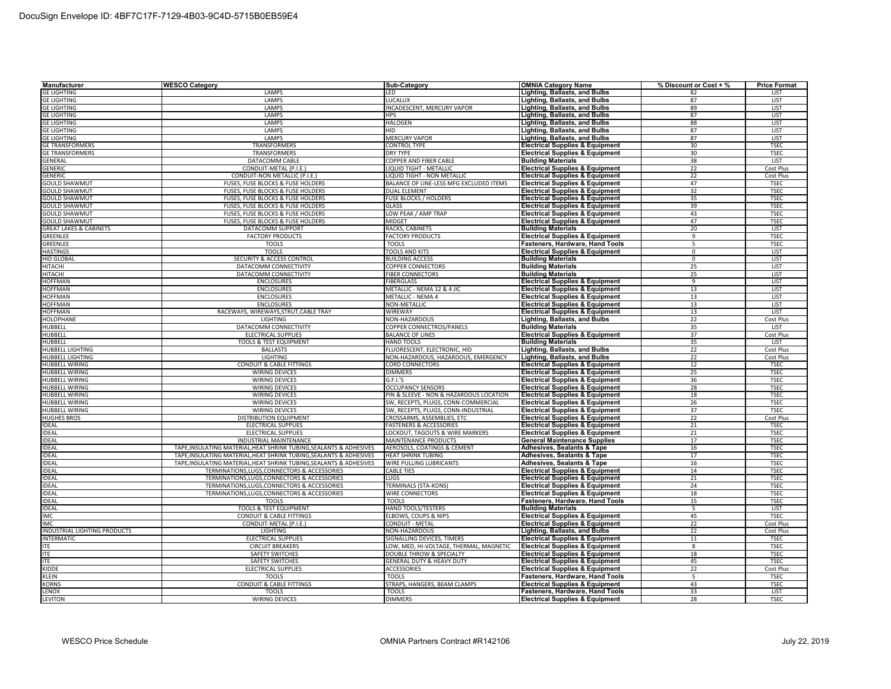DocuSign Envelope ID: 4BF7C17F-7129-4B03-9C4D-5715B0EB59E4

| Manufacturer | WESCO Category | Sub-Category | OMNIA Category Name | % Discount or Cost + % | Price Format |
|---|---|---|---|---|---|
| GE LIGHTING | LAMPS | LED | Lighting, Ballasts, and Bulbs | 82 | LIST |
| GE LIGHTING | LAMPS | LUCALUX | Lighting, Ballasts, and Bulbs | 87 | LIST |
| GE LIGHTING | LAMPS | INCADESCENT, MERCURY VAPOR | Lighting, Ballasts, and Bulbs | 89 | LIST |
| GE LIGHTING | LAMPS | HPS | Lighting, Ballasts, and Bulbs | 87 | LIST |
| GE LIGHTING | LAMPS | HALOGEN | Lighting, Ballasts, and Bulbs | 88 | LIST |
| GE LIGHTING | LAMPS | HID | Lighting, Ballasts, and Bulbs | 87 | LIST |
| GE LIGHTING | LAMPS | MERCURY VAPOR | Lighting, Ballasts, and Bulbs | 87 | LIST |
| GE TRANSFORMERS | TRANSFORMERS | CONTROL TYPE | Electrical Supplies & Equipment | 30 | TSEC |
| GE TRANSFORMERS | TRANSFORMERS | DRY TYPE | Electrical Supplies & Equipment | 30 | TSEC |
| GENERAL | DATACOMM CABLE | COPPER AND FIBER CABLE | Building Materials | 38 | LIST |
| GENERIC | CONDUIT-METAL (P.I.E.) | LIQUID TIGHT - METALLIC | Electrical Supplies & Equipment | 22 | Cost Plus |
| GENERIC | CONDUIT-NON METALLIC (P.I.E.) | LIQUID TIGHT - NON METALLIC | Electrical Supplies & Equipment | 22 | Cost Plus |
| GOULD SHAWMUT | FUSES, FUSE BLOCKS & FUSE HOLDERS | BALANCE OF LINE-LESS MFG EXCLUDED ITEMS | Electrical Supplies & Equipment | 47 | TSEC |
| GOULD SHAWMUT | FUSES, FUSE BLOCKS & FUSE HOLDERS | DUAL ELEMENT | Electrical Supplies & Equipment | 32 | TSEC |
| GOULD SHAWMUT | FUSES, FUSE BLOCKS & FUSE HOLDERS | FUSE BLOCKS / HOLDERS | Electrical Supplies & Equipment | 35 | TSEC |
| GOULD SHAWMUT | FUSES, FUSE BLOCKS & FUSE HOLDERS | GLASS | Electrical Supplies & Equipment | 39 | TSEC |
| GOULD SHAWMUT | FUSES, FUSE BLOCKS & FUSE HOLDERS | LOW PEAK / AMP TRAP | Electrical Supplies & Equipment | 43 | TSEC |
| GOULD SHAWMUT | FUSES, FUSE BLOCKS & FUSE HOLDERS | MIDGET | Electrical Supplies & Equipment | 47 | TSEC |
| GREAT LAKES & CABINETS | DATACOMM SUPPORT | RACKS, CABINETS | Building Materials | 20 | LIST |
| GREENLEE | FACTORY PRODUCTS | FACTORY PRODUCTS | Electrical Supplies & Equipment | 9 | TSEC |
| GREENLEE | TOOLS | TOOLS | Fasteners, Hardware, Hand Tools | 5 | TSEC |
| HASTINGS | TOOLS | TOOLS AND KITS | Electrical Supplies & Equipment | 0 | LIST |
| HID GLOBAL | SECURITY & ACCESS CONTROL | BUILDING ACCESS | Building Materials | 0 | LIST |
| HITACHI | DATACOMM CONNECTIVITY | COPPER CONNECTORS | Building Materials | 25 | LIST |
| HITACHI | DATACOMM CONNECTIVITY | FIBER CONNECTORS | Building Materials | 25 | LIST |
| HOFFMAN | ENCLOSURES | FIBERGLASS | Electrical Supplies & Equipment | 9 | LIST |
| HOFFMAN | ENCLOSURES | METALLIC - NEMA 12 & 4 JIC | Electrical Supplies & Equipment | 13 | LIST |
| HOFFMAN | ENCLOSURES | METALLIC - NEMA 4 | Electrical Supplies & Equipment | 13 | LIST |
| HOFFMAN | ENCLOSURES | NON-METALLIC | Electrical Supplies & Equipment | 13 | LIST |
| HOFFMAN | RACEWAYS, WIREWAYS,STRUT,CABLE TRAY | WIREWAY | Electrical Supplies & Equipment | 13 | LIST |
| HOLOPHANE | LIGHTING | NON-HAZARDOUS | Lighting, Ballasts, and Bulbs | 22 | Cost Plus |
| HUBBELL | DATACOMM CONNECTIVITY | COPPER CONNECTROS/PANELS | Building Materials | 35 | LIST |
| HUBBELL | ELECTRICAL SUPPLIES | BALANCE OF LINES | Electrical Supplies & Equipment | 37 | Cost Plus |
| HUBBELL | TOOLS & TEST EQUIPMENT | HAND TOOLS | Building Materials | 35 | LIST |
| HUBBELL LIGHTING | BALLASTS | FLUORESCENT, ELECTRONIC, HID | Lighting, Ballasts, and Bulbs | 22 | Cost Plus |
| HUBBELL LIGHTING | LIGHTING | NON-HAZARDOUS, HAZARDOUS, EMERGENCY | Lighting, Ballasts, and Bulbs | 22 | Cost Plus |
| HUBBELL WIRING | CONDUIT & CABLE FITTINGS | CORD CONNECTORS | Electrical Supplies & Equipment | 12 | TSEC |
| HUBBELL WIRING | WIRING DEVICES | DIMMERS | Electrical Supplies & Equipment | 25 | TSEC |
| HUBBELL WIRING | WIRING DEVICES | G.F.I.'S | Electrical Supplies & Equipment | 36 | TSEC |
| HUBBELL WIRING | WIRING DEVICES | OCCUPANCY SENSORS | Electrical Supplies & Equipment | 28 | TSEC |
| HUBBELL WIRING | WIRING DEVICES | PIN & SLEEVE - NON & HAZARDOUS LOCATION | Electrical Supplies & Equipment | 18 | TSEC |
| HUBBELL WIRING | WIRING DEVICES | SW, RECEPTS, PLUGS, CONN-COMMERCIAL | Electrical Supplies & Equipment | 26 | TSEC |
| HUBBELL WIRING | WIRING DEVICES | SW, RECEPTS, PLUGS, CONN-INDUSTRIAL | Electrical Supplies & Equipment | 37 | TSEC |
| HUGHES BROS | DISTRIBUTION EQUIPMENT | CROSSARMS, ASSEMBLIES, ETC | Electrical Supplies & Equipment | 22 | Cost Plus |
| IDEAL | ELECTRICAL SUPPLIES | FASTENERS & ACCESSORIES | Electrical Supplies & Equipment | 21 | TSEC |
| IDEAL | ELECTRICAL SUPPLIES | LOCKOUT, TAGOUTS & WIRE MARKERS | Electrical Supplies & Equipment | 21 | TSEC |
| IDEAL | INDUSTRIAL MAINTENANCE | MAINTENANCE PRODUCTS | General Maintenance Supplies | 17 | TSEC |
| IDEAL | TAPE,INSULATING MATERIAL,HEAT SHRINK TUBING,SEALANTS & ADHESIVES | AEROSOLS, COATINGS & CEMENT | Adhesives, Sealants & Tape | 16 | TSEC |
| IDEAL | TAPE,INSULATING MATERIAL,HEAT SHRINK TUBING,SEALANTS & ADHESIVES | HEAT SHRINK TUBING | Adhesives, Sealants & Tape | 17 | TSEC |
| IDEAL | TAPE,INSULATING MATERIAL,HEAT SHRINK TUBING,SEALANTS & ADHESIVES | WIRE PULLING LUBRICANTS | Adhesives, Sealants & Tape | 16 | TSEC |
| IDEAL | TERMINATIONS,LUGS,CONNECTORS & ACCESSORIES | CABLE TIES | Electrical Supplies & Equipment | 14 | TSEC |
| IDEAL | TERMINATIONS,LUGS,CONNECTORS & ACCESSORIES | LUGS | Electrical Supplies & Equipment | 21 | TSEC |
| IDEAL | TERMINATIONS,LUGS,CONNECTORS & ACCESSORIES | TERMINALS (STA-KONS) | Electrical Supplies & Equipment | 24 | TSEC |
| IDEAL | TERMINATIONS,LUGS,CONNECTORS & ACCESSORIES | WIRE CONNECTORS | Electrical Supplies & Equipment | 18 | TSEC |
| IDEAL | TOOLS | TOOLS | Fasteners, Hardware, Hand Tools | 15 | TSEC |
| IDEAL | TOOLS & TEST EQUIPMENT | HAND TOOLS/TESTERS | Building Materials | 5 | LIST |
| IMC | CONDUIT & CABLE FITTINGS | ELBOWS, COUPS & NIPS | Electrical Supplies & Equipment | 45 | TSEC |
| IMC | CONDUIT-METAL (P.I.E.) | CONDUIT - METAL | Electrical Supplies & Equipment | 22 | Cost Plus |
| INDUSTRIAL LIGHTING PRODUCTS | LIGHTING | NON-HAZARDOUS | Lighting, Ballasts, and Bulbs | 22 | Cost Plus |
| INTERMATIC | ELECTRICAL SUPPLIES | SIGNALLING DEVICES, TIMERS | Electrical Supplies & Equipment | 11 | TSEC |
| ITE | CIRCUIT BREAKERS | LOW, MED, HI-VOLTAGE, THERMAL, MAGNETIC | Electrical Supplies & Equipment | 8 | TSEC |
| ITE | SAFETY SWITCHES | DOUBLE THROW & SPECIALTY | Electrical Supplies & Equipment | 18 | TSEC |
| ITE | SAFETY SWITCHES | GENERAL DUTY & HEAVY DUTY | Electrical Supplies & Equipment | 45 | TSEC |
| KIDDE | ELECTRICAL SUPPLIES | ACCESSORIES | Electrical Supplies & Equipment | 22 | Cost Plus |
| KLEIN | TOOLS | TOOLS | Fasteners, Hardware, Hand Tools | 5 | TSEC |
| KORNS | CONDUIT & CABLE FITTINGS | STRAPS, HANGERS, BEAM CLAMPS | Electrical Supplies & Equipment | 43 | TSEC |
| LENOX | TOOLS | TOOLS | Fasteners, Hardware, Hand Tools | 33 | LIST |
| LEVITON | WIRING DEVICES | DIMMERS | Electrical Supplies & Equipment | 28 | TSEC |

WESCO Price Schedule | OMNIA Partners Contract #R142106 | July 22, 2019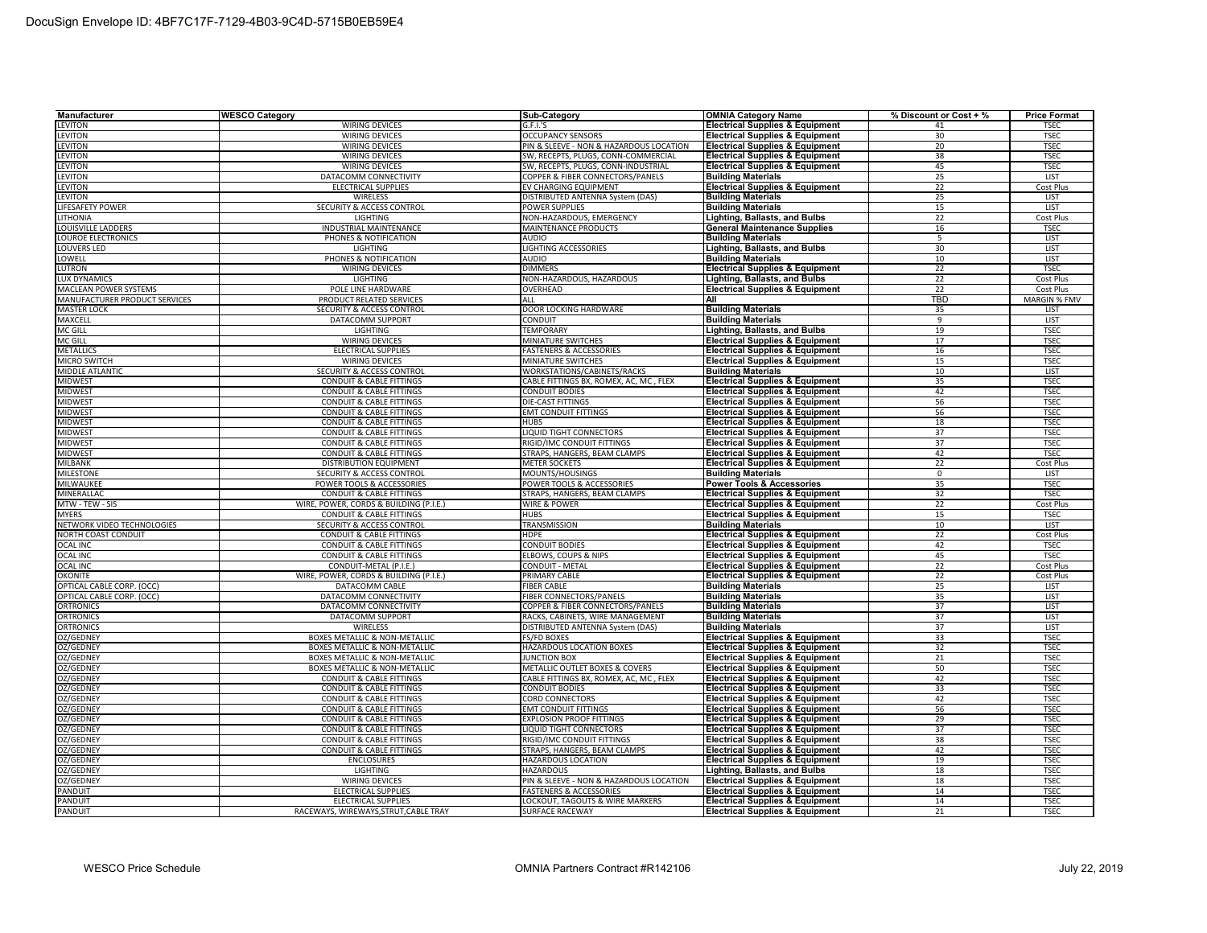DocuSign Envelope ID: 4BF7C17F-7129-4B03-9C4D-5715B0EB59E4

| Manufacturer | WESCO Category | Sub-Category | OMNIA Category Name | % Discount or Cost + % | Price Format |
|---|---|---|---|---|---|
| LEVITON | WIRING DEVICES | G.F.I.'S | Electrical Supplies & Equipment | 41 | TSEC |
| LEVITON | WIRING DEVICES | OCCUPANCY SENSORS | Electrical Supplies & Equipment | 30 | TSEC |
| LEVITON | WIRING DEVICES | PIN & SLEEVE - NON & HAZARDOUS LOCATION | Electrical Supplies & Equipment | 20 | TSEC |
| LEVITON | WIRING DEVICES | SW, RECEPTS, PLUGS, CONN-COMMERCIAL | Electrical Supplies & Equipment | 38 | TSEC |
| LEVITON | WIRING DEVICES | SW, RECEPTS, PLUGS, CONN-INDUSTRIAL | Electrical Supplies & Equipment | 45 | TSEC |
| LEVITON | DATACOMM CONNECTIVITY | COPPER & FIBER CONNECTORS/PANELS | Building Materials | 25 | LIST |
| LEVITON | ELECTRICAL SUPPLIES | EV CHARGING EQUIPMENT | Electrical Supplies & Equipment | 22 | Cost Plus |
| LEVITON | WIRELESS | DISTRIBUTED ANTENNA System (DAS) | Building Materials | 25 | LIST |
| LIFESAFETY POWER | SECURITY & ACCESS CONTROL | POWER SUPPLIES | Building Materials | 15 | LIST |
| LITHONIA | LIGHTING | NON-HAZARDOUS, EMERGENCY | Lighting, Ballasts, and Bulbs | 22 | Cost Plus |
| LOUISVILLE LADDERS | INDUSTRIAL MAINTENANCE | MAINTENANCE PRODUCTS | General Maintenance Supplies | 16 | TSEC |
| LOURDE ELECTRONICS | PHONES & NOTIFICATION | AUDIO | Building Materials | 5 | LIST |
| LOUVERS LED | LIGHTING | LIGHTING ACCESSORIES | Lighting, Ballasts, and Bulbs | 30 | LIST |
| LOWELL | PHONES & NOTIFICATION | AUDIO | Building Materials | 10 | LIST |
| LUTRON | WIRING DEVICES | DIMMERS | Electrical Supplies & Equipment | 22 | TSEC |
| LUX DYNAMICS | LIGHTING | NON-HAZARDOUS, HAZARDOUS | Lighting, Ballasts, and Bulbs | 22 | Cost Plus |
| MACLEAN POWER SYSTEMS | POLE LINE HARDWARE | OVERHEAD | Electrical Supplies & Equipment | 22 | Cost Plus |
| MANUFACTURER PRODUCT SERVICES | PRODUCT RELATED SERVICES | ALL | All | TBD | MARGIN % FMV |
| MASTER LOCK | SECURITY & ACCESS CONTROL | DOOR LOCKING HARDWARE | Building Materials | 35 | LIST |
| MAXCELL | DATACOMM SUPPORT | CONDUIT | Building Materials | 9 | LIST |
| MC GILL | LIGHTING | TEMPORARY | Lighting, Ballasts, and Bulbs | 19 | TSEC |
| MC GILL | WIRING DEVICES | MINIATURE SWITCHES | Electrical Supplies & Equipment | 17 | TSEC |
| METALLICS | ELECTRICAL SUPPLIES | FASTENERS & ACCESSORIES | Electrical Supplies & Equipment | 16 | TSEC |
| MICRO SWITCH | WIRING DEVICES | MINIATURE SWITCHES | Electrical Supplies & Equipment | 15 | TSEC |
| MIDDLE ATLANTIC | SECURITY & ACCESS CONTROL | WORKSTATIONS/CABINETS/RACKS | Building Materials | 10 | LIST |
| MIDWEST | CONDUIT & CABLE FITTINGS | CABLE FITTINGS BX, ROMEX, AC, MC , FLEX | Electrical Supplies & Equipment | 35 | TSEC |
| MIDWEST | CONDUIT & CABLE FITTINGS | CONDUIT BODIES | Electrical Supplies & Equipment | 42 | TSEC |
| MIDWEST | CONDUIT & CABLE FITTINGS | DIE-CAST FITTINGS | Electrical Supplies & Equipment | 56 | TSEC |
| MIDWEST | CONDUIT & CABLE FITTINGS | EMT CONDUIT FITTINGS | Electrical Supplies & Equipment | 56 | TSEC |
| MIDWEST | CONDUIT & CABLE FITTINGS | HUBS | Electrical Supplies & Equipment | 18 | TSEC |
| MIDWEST | CONDUIT & CABLE FITTINGS | LIQUID TIGHT CONNECTORS | Electrical Supplies & Equipment | 37 | TSEC |
| MIDWEST | CONDUIT & CABLE FITTINGS | RIGID/IMC CONDUIT FITTINGS | Electrical Supplies & Equipment | 37 | TSEC |
| MIDWEST | CONDUIT & CABLE FITTINGS | STRAPS, HANGERS, BEAM CLAMPS | Electrical Supplies & Equipment | 42 | TSEC |
| MILBANK | DISTRIBUTION EQUIPMENT | METER SOCKETS | Electrical Supplies & Equipment | 22 | Cost Plus |
| MILESTONE | SECURITY & ACCESS CONTROL | MOUNTS/HOUSINGS | Building Materials | 0 | LIST |
| MILWAUKEE | POWER TOOLS & ACCESSORIES | POWER TOOLS & ACCESSORIES | Power Tools & Accessories | 35 | TSEC |
| MINERALLAC | CONDUIT & CABLE FITTINGS | STRAPS, HANGERS, BEAM CLAMPS | Electrical Supplies & Equipment | 32 | TSEC |
| MTW - TEW - SIS | WIRE, POWER, CORDS & BUILDING (P.I.E.) | WIRE & POWER | Electrical Supplies & Equipment | 22 | Cost Plus |
| MYERS | CONDUIT & CABLE FITTINGS | HUBS | Electrical Supplies & Equipment | 15 | TSEC |
| NETWORK VIDEO TECHNOLOGIES | SECURITY & ACCESS CONTROL | TRANSMISSION | Building Materials | 10 | LIST |
| NORTH COAST CONDUIT | CONDUIT & CABLE FITTINGS | HDPE | Electrical Supplies & Equipment | 22 | Cost Plus |
| OCAL INC | CONDUIT & CABLE FITTINGS | CONDUIT BODIES | Electrical Supplies & Equipment | 42 | TSEC |
| OCAL INC | CONDUIT & CABLE FITTINGS | ELBOWS, COUPS & NIPS | Electrical Supplies & Equipment | 45 | TSEC |
| OCAL INC | CONDUIT-METAL (P.I.E.) | CONDUIT - METAL | Electrical Supplies & Equipment | 22 | Cost Plus |
| OKONITE | WIRE, POWER, CORDS & BUILDING (P.I.E.) | PRIMARY CABLE | Electrical Supplies & Equipment | 22 | Cost Plus |
| OPTICAL CABLE CORP. (OCC) | DATACOMM CABLE | FIBER CABLE | Building Materials | 25 | LIST |
| OPTICAL CABLE CORP. (OCC) | DATACOMM CONNECTIVITY | FIBER CONNECTORS/PANELS | Building Materials | 35 | LIST |
| ORTRONICS | DATACOMM CONNECTIVITY | COPPER & FIBER CONNECTORS/PANELS | Building Materials | 37 | LIST |
| ORTRONICS | DATACOMM SUPPORT | RACKS, CABINETS, WIRE MANAGEMENT | Building Materials | 37 | LIST |
| ORTRONICS | WIRELESS | DISTRIBUTED ANTENNA System (DAS) | Building Materials | 37 | LIST |
| OZ/GEDNEY | BOXES METALLIC & NON-METALLIC | FS/FD BOXES | Electrical Supplies & Equipment | 33 | TSEC |
| OZ/GEDNEY | BOXES METALLIC & NON-METALLIC | HAZARDOUS LOCATION BOXES | Electrical Supplies & Equipment | 32 | TSEC |
| OZ/GEDNEY | BOXES METALLIC & NON-METALLIC | JUNCTION BOX | Electrical Supplies & Equipment | 21 | TSEC |
| OZ/GEDNEY | BOXES METALLIC & NON-METALLIC | METALLIC OUTLET BOXES & COVERS | Electrical Supplies & Equipment | 50 | TSEC |
| OZ/GEDNEY | CONDUIT & CABLE FITTINGS | CABLE FITTINGS BX, ROMEX, AC, MC , FLEX | Electrical Supplies & Equipment | 42 | TSEC |
| OZ/GEDNEY | CONDUIT & CABLE FITTINGS | CONDUIT BODIES | Electrical Supplies & Equipment | 33 | TSEC |
| OZ/GEDNEY | CONDUIT & CABLE FITTINGS | CORD CONNECTORS | Electrical Supplies & Equipment | 42 | TSEC |
| OZ/GEDNEY | CONDUIT & CABLE FITTINGS | EMT CONDUIT FITTINGS | Electrical Supplies & Equipment | 56 | TSEC |
| OZ/GEDNEY | CONDUIT & CABLE FITTINGS | EXPLOSION PROOF FITTINGS | Electrical Supplies & Equipment | 29 | TSEC |
| OZ/GEDNEY | CONDUIT & CABLE FITTINGS | LIQUID TIGHT CONNECTORS | Electrical Supplies & Equipment | 37 | TSEC |
| OZ/GEDNEY | CONDUIT & CABLE FITTINGS | RIGID/IMC CONDUIT FITTINGS | Electrical Supplies & Equipment | 38 | TSEC |
| OZ/GEDNEY | CONDUIT & CABLE FITTINGS | STRAPS, HANGERS, BEAM CLAMPS | Electrical Supplies & Equipment | 42 | TSEC |
| OZ/GEDNEY | ENCLOSURES | HAZARDOUS LOCATION | Electrical Supplies & Equipment | 19 | TSEC |
| OZ/GEDNEY | LIGHTING | HAZARDOUS | Lighting, Ballasts, and Bulbs | 18 | TSEC |
| OZ/GEDNEY | WIRING DEVICES | PIN & SLEEVE - NON & HAZARDOUS LOCATION | Electrical Supplies & Equipment | 18 | TSEC |
| PANDUIT | ELECTRICAL SUPPLIES | FASTENERS & ACCESSORIES | Electrical Supplies & Equipment | 14 | TSEC |
| PANDUIT | ELECTRICAL SUPPLIES | LOCKOUT, TAGOUTS & WIRE MARKERS | Electrical Supplies & Equipment | 14 | TSEC |
| PANDUIT | RACEWAYS, WIREWAYS,STRUT,CABLE TRAY | SURFACE RACEWAY | Electrical Supplies & Equipment | 21 | TSEC |

WESCO Price Schedule OMNIA Partners Contract #R142106 July 22, 2019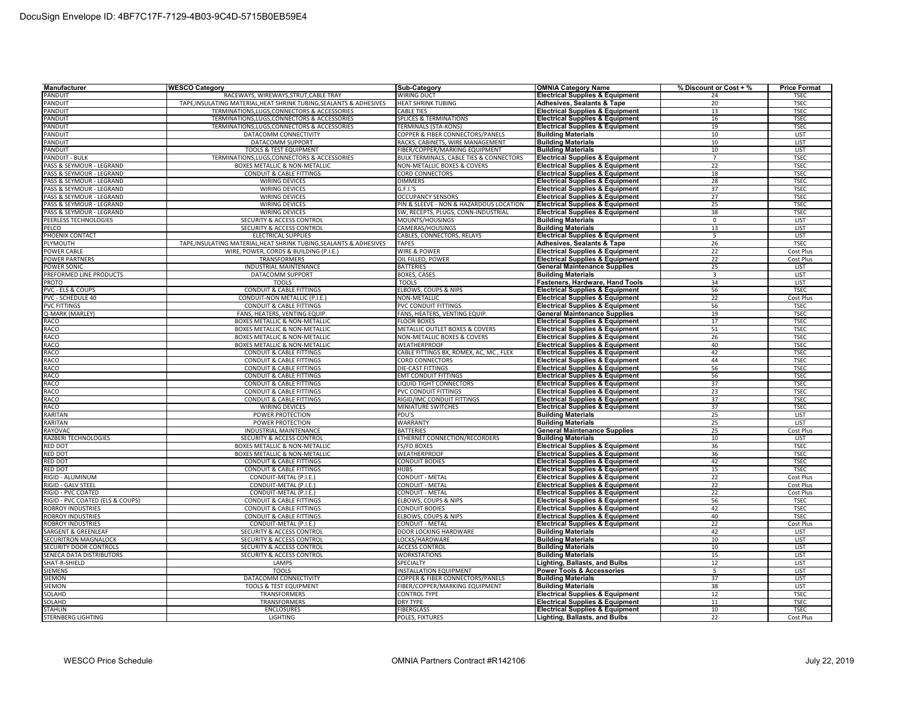DocuSign Envelope ID: 4BF7C17F-7129-4B03-9C4D-5715B0EB59E4

| Manufacturer | WESCO Category | Sub-Category | OMNIA Category Name | % Discount or Cost + % | Price Format |
|---|---|---|---|---|---|
| PANDUIT | RACEWAYS, WIREWAYS,STRUT,CABLE TRAY | WIRING DUCT | Electrical Supplies & Equipment | 24 | TSEC |
| PANDUIT | TAPE,INSULATING MATERIAL,HEAT SHRINK TUBING,SEALANTS & ADHESIVES | HEAT SHRINK TUBING | Adhesives, Sealants & Tape | 20 | TSEC |
| PANDUIT | TERMINATIONS,LUGS,CONNECTORS & ACCESSORIES | CABLE TIES | Electrical Supplies & Equipment | 13 | TSEC |
| PANDUIT | TERMINATIONS,LUGS,CONNECTORS & ACCESSORIES | SPLICES & TERMINATIONS | Electrical Supplies & Equipment | 16 | TSEC |
| PANDUIT | TERMINATIONS,LUGS,CONNECTORS & ACCESSORIES | TERMINALS (STA-KONS) | Electrical Supplies & Equipment | 19 | TSEC |
| PANDUIT | DATACOMM CONNECTIVITY | COPPER & FIBER CONNECTORS/PANELS | Building Materials | 10 | LIST |
| PANDUIT | DATACOMM SUPPORT | RACKS, CABINETS, WIRE MANAGEMENT | Building Materials | 10 | LIST |
| PANDUIT | TOOLS & TEST EQUIPMENT | FIBER/COPPER/MARKING EQUIPMENT | Building Materials | 10 | LIST |
| PANDUIT - BULK | TERMINATIONS,LUGS,CONNECTORS & ACCESSORIES | BULK TERMINALS, CABLE TIES & CONNECTORS | Electrical Supplies & Equipment | 7 | TSEC |
| PASS & SEYMOUR - LEGRAND | BOXES METALLIC & NON-METALLIC | NON-METALLIC BOXES & COVERS | Electrical Supplies & Equipment | 22 | TSEC |
| PASS & SEYMOUR - LEGRAND | CONDUIT & CABLE FITTINGS | CORD CONNECTORS | Electrical Supplies & Equipment | 18 | TSEC |
| PASS & SEYMOUR - LEGRAND | WIRING DEVICES | DIMMERS | Electrical Supplies & Equipment | 28 | TSEC |
| PASS & SEYMOUR - LEGRAND | WIRING DEVICES | G.F.I.'S | Electrical Supplies & Equipment | 37 | TSEC |
| PASS & SEYMOUR - LEGRAND | WIRING DEVICES | OCCUPANCY SENSORS | Electrical Supplies & Equipment | 27 | TSEC |
| PASS & SEYMOUR - LEGRAND | WIRING DEVICES | PIN & SLEEVE - NON & HAZARDOUS LOCATION | Electrical Supplies & Equipment | 25 | TSEC |
| PASS & SEYMOUR - LEGRAND | WIRING DEVICES | SW, RECEPTS, PLUGS, CONN-INDUSTRIAL | Electrical Supplies & Equipment | 38 | TSEC |
| PEERLESS TECHNOLOGIES | SECURITY & ACCESS CONTROL | MOUNTS/HOUSINGS | Building Materials | 0 | LIST |
| PELCO | SECURITY & ACCESS CONTROL | CAMERAS/HOUSINGS | Building Materials | 13 | LIST |
| PHOENIX CONTACT | ELECTRICAL SUPPLIES | CABLES, CONNECTORS, RELAYS | Electrical Supplies & Equipment | 5 | LIST |
| PLYMOUTH | TAPE,INSULATING MATERIAL,HEAT SHRINK TUBING,SEALANTS & ADHESIVES | TAPES | Adhesives, Sealants & Tape | 26 | TSEC |
| POWER CABLE | WIRE, POWER, CORDS & BUILDING (P.I.E.) | WIRE & POWER | Electrical Supplies & Equipment | 22 | Cost Plus |
| POWER PARTNERS | TRANSFORMERS | OIL FILLED, POWER | Electrical Supplies & Equipment | 22 | Cost Plus |
| POWER SONIC | INDUSTRIAL MAINTENANCE | BATTERIES | General Maintenance Supplies | 25 | LIST |
| PREFORMED LINE PRODUCTS | DATACOMM SUPPORT | BOXES, CASES | Building Materials | 3 | LIST |
| PROTO | TOOLS | TOOLS | Fasteners, Hardware, Hand Tools | 34 | LIST |
| PVC - ELS & COUPS | CONDUIT & CABLE FITTINGS | ELBOWS, COUPS & NIPS | Electrical Supplies & Equipment | 56 | TSEC |
| PVC - SCHEDULE 40 | CONDUIT-NON METALLIC (P.I.E.) | NON-METALLIC | Electrical Supplies & Equipment | 22 | Cost Plus |
| PVC FITTINGS | CONDUIT & CABLE FITTINGS | PVC CONDUIT FITTINGS | Electrical Supplies & Equipment | 56 | TSEC |
| Q-MARK (MARLEY) | FANS, HEATERS, VENTING EQUIP. | FANS, HEATERS, VENTING EQUIP. | General Maintenance Supplies | 19 | TSEC |
| RACO | BOXES METALLIC & NON-METALLIC | FLOOR BOXES | Electrical Supplies & Equipment | 17 | TSEC |
| RACO | BOXES METALLIC & NON-METALLIC | METALLIC OUTLET BOXES & COVERS | Electrical Supplies & Equipment | 51 | TSEC |
| RACO | BOXES METALLIC & NON-METALLIC | NON-METALLIC BOXES & COVERS | Electrical Supplies & Equipment | 26 | TSEC |
| RACO | BOXES METALLIC & NON-METALLIC | WEATHERPROOF | Electrical Supplies & Equipment | 40 | TSEC |
| RACO | CONDUIT & CABLE FITTINGS | CABLE FITTINGS BX, ROMEX, AC, MC , FLEX | Electrical Supplies & Equipment | 42 | TSEC |
| RACO | CONDUIT & CABLE FITTINGS | CORD CONNECTORS | Electrical Supplies & Equipment | 44 | TSEC |
| RACO | CONDUIT & CABLE FITTINGS | DIE-CAST FITTINGS | Electrical Supplies & Equipment | 56 | TSEC |
| RACO | CONDUIT & CABLE FITTINGS | EMT CONDUIT FITTINGS | Electrical Supplies & Equipment | 56 | TSEC |
| RACO | CONDUIT & CABLE FITTINGS | LIQUID TIGHT CONNECTORS | Electrical Supplies & Equipment | 37 | TSEC |
| RACO | CONDUIT & CABLE FITTINGS | PVC CONDUIT FITTINGS | Electrical Supplies & Equipment | 23 | TSEC |
| RACO | CONDUIT & CABLE FITTINGS | RIGID/IMC CONDUIT FITTINGS | Electrical Supplies & Equipment | 37 | TSEC |
| RACO | WIRING DEVICES | MINIATURE SWITCHES | Electrical Supplies & Equipment | 37 | TSEC |
| RARITAN | POWER PROTECTION | PDU'S | Building Materials | 25 | LIST |
| RARITAN | POWER PROTECTION | WARRANTY | Building Materials | 25 | LIST |
| RAYOVAC | INDUSTRIAL MAINTENANCE | BATTERIES | General Maintenance Supplies | 25 | Cost Plus |
| RAZBERI TECHNOLOGIES | SECURITY & ACCESS CONTROL | ETHERNET CONNECTION/RECORDERS | Building Materials | 10 | LIST |
| RED DOT | BOXES METALLIC & NON-METALLIC | FS/FD BOXES | Electrical Supplies & Equipment | 36 | TSEC |
| RED DOT | BOXES METALLIC & NON-METALLIC | WEATHERPROOF | Electrical Supplies & Equipment | 36 | TSEC |
| RED DOT | CONDUIT & CABLE FITTINGS | CONDUIT BODIES | Electrical Supplies & Equipment | 42 | TSEC |
| RED DOT | CONDUIT & CABLE FITTINGS | HUBS | Electrical Supplies & Equipment | 15 | TSEC |
| RIGID - ALUMINUM | CONDUIT-METAL (P.I.E.) | CONDUIT - METAL | Electrical Supplies & Equipment | 22 | Cost Plus |
| RIGID - GALV STEEL | CONDUIT-METAL (P.I.E.) | CONDUIT - METAL | Electrical Supplies & Equipment | 22 | Cost Plus |
| RIGID - PVC COATED | CONDUIT-METAL (P.I.E.) | CONDUIT - METAL | Electrical Supplies & Equipment | 22 | Cost Plus |
| RIGID - PVC COATED (ELS & COUPS) | CONDUIT & CABLE FITTINGS | ELBOWS, COUPS & NIPS | Electrical Supplies & Equipment | 56 | TSEC |
| ROBROY INDUSTRIES | CONDUIT & CABLE FITTINGS | CONDUIT BODIES | Electrical Supplies & Equipment | 42 | TSEC |
| ROBROY INDUSTRIES | CONDUIT & CABLE FITTINGS | ELBOWS, COUPS & NIPS | Electrical Supplies & Equipment | 40 | TSEC |
| ROBROY INDUSTRIES | CONDUIT-METAL (P.I.E.) | CONDUIT - METAL | Electrical Supplies & Equipment | 22 | Cost Plus |
| SARGENT & GREENLEAF | SECURITY & ACCESS CONTROL | DOOR LOCKING HARDWARE | Building Materials | 42 | LIST |
| SECURITRON MAGNALOCK | SECURITY & ACCESS CONTROL | LOCKS/HARDWARE | Building Materials | 10 | LIST |
| SECURITY DOOR CONTROLS | SECURITY & ACCESS CONTROL | ACCESS CONTROL | Building Materials | 10 | LIST |
| SENECA DATA DISTRIBUTORS | SECURITY & ACCESS CONTROL | WORKSTATIONS | Building Materials | 15 | LIST |
| SHAT-R-SHIELD | LAMPS | SPECIALTY | Lighting, Ballasts, and Bulbs | 12 | LIST |
| SIEMENS | TOOLS | INSTALLATION EQUIPMENT | Power Tools & Accessories | 5 | LIST |
| SIEMON | DATACOMM CONNECTIVITY | COPPER & FIBER CONNECTORS/PANELS | Building Materials | 37 | LIST |
| SIEMON | TOOLS & TEST EQUIPMENT | FIBER/COPPER/MARKING EQUIPMENT | Building Materials | 38 | LIST |
| SOLAHD | TRANSFORMERS | CONTROL TYPE | Electrical Supplies & Equipment | 12 | TSEC |
| SOLAHD | TRANSFORMERS | DRY TYPE | Electrical Supplies & Equipment | 11 | TSEC |
| STAHLIN | ENCLOSURES | FIBERGLASS | Electrical Supplies & Equipment | 10 | TSEC |
| STERNBERG LIGHTING | LIGHTING | POLES, FIXTURES | Lighting, Ballasts, and Bulbs | 22 | Cost Plus |

WESCO Price Schedule — OMNIA Partners Contract #R142106 — July 22, 2019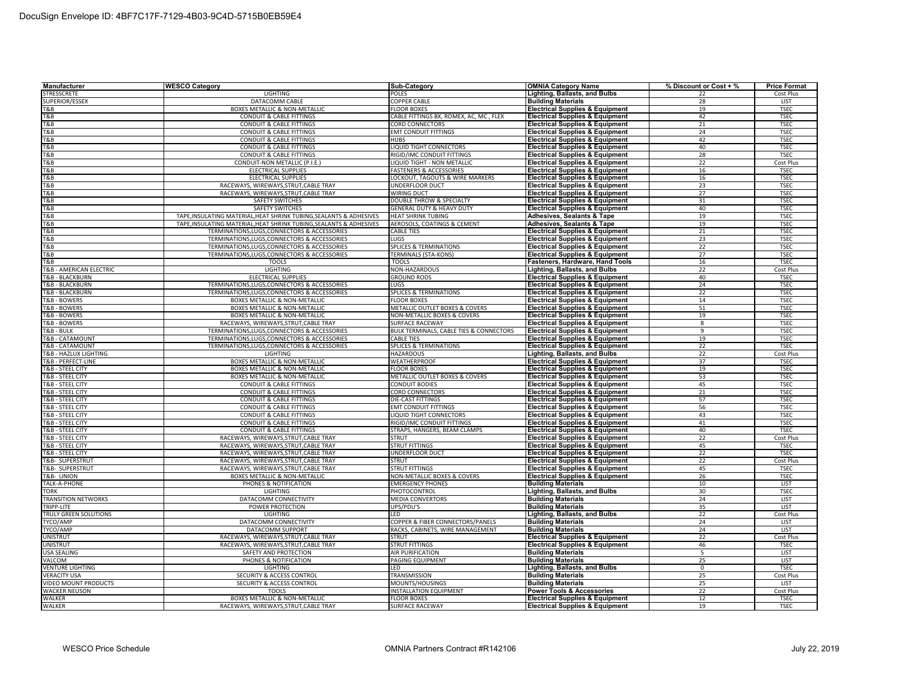| Manufacturer | WESCO Category | Sub-Category | OMNIA Category Name | % Discount or Cost + % | Price Format |
|---|---|---|---|---|---|
| STRESSCRETE | LIGHTING | POLES | Lighting, Ballasts, and Bulbs | 22 | Cost Plus |
| SUPERIOR/ESSEX | DATACOMM CABLE | COPPER CABLE | Building Materials | 28 | LIST |
| T&B | BOXES METALLIC & NON-METALLIC | FLOOR BOXES | Electrical Supplies & Equipment | 19 | TSEC |
| T&B | CONDUIT & CABLE FITTINGS | CABLE FITTINGS BX, ROMEX, AC, MC , FLEX | Electrical Supplies & Equipment | 42 | TSEC |
| T&B | CONDUIT & CABLE FITTINGS | CORD CONNECTORS | Electrical Supplies & Equipment | 21 | TSEC |
| T&B | CONDUIT & CABLE FITTINGS | EMT CONDUIT FITTINGS | Electrical Supplies & Equipment | 24 | TSEC |
| T&B | CONDUIT & CABLE FITTINGS | HUBS | Electrical Supplies & Equipment | 42 | TSEC |
| T&B | CONDUIT & CABLE FITTINGS | LIQUID TIGHT CONNECTORS | Electrical Supplies & Equipment | 40 | TSEC |
| T&B | CONDUIT & CABLE FITTINGS | RIGID/IMC CONDUIT FITTINGS | Electrical Supplies & Equipment | 28 | TSEC |
| T&B | CONDUIT-NON METALLIC (P.I.E.) | LIQUID TIGHT - NON METALLIC | Electrical Supplies & Equipment | 22 | Cost Plus |
| T&B | ELECTRICAL SUPPLIES | FASTENERS & ACCESSORIES | Electrical Supplies & Equipment | 16 | TSEC |
| T&B | ELECTRICAL SUPPLIES | LOCKOUT, TAGOUTS & WIRE MARKERS | Electrical Supplies & Equipment | 16 | TSEC |
| T&B | RACEWAYS, WIREWAYS,STRUT,CABLE TRAY | UNDERFLOOR DUCT | Electrical Supplies & Equipment | 23 | TSEC |
| T&B | RACEWAYS, WIREWAYS,STRUT,CABLE TRAY | WIRING DUCT | Electrical Supplies & Equipment | 27 | TSEC |
| T&B | SAFETY SWITCHES | DOUBLE THROW & SPECIALTY | Electrical Supplies & Equipment | 31 | TSEC |
| T&B | SAFETY SWITCHES | GENERAL DUTY & HEAVY DUTY | Electrical Supplies & Equipment | 40 | TSEC |
| T&B | TAPE,INSULATING MATERIAL,HEAT SHRINK TUBING,SEALANTS & ADHESIVES | HEAT SHRINK TUBING | Adhesives, Sealants & Tape | 19 | TSEC |
| T&B | TAPE,INSULATING MATERIAL,HEAT SHRINK TUBING,SEALANTS & ADHESIVES | AEROSOLS, COATINGS & CEMENT | Adhesives, Sealants & Tape | 19 | TSEC |
| T&B | TERMINATIONS,LUGS,CONNECTORS & ACCESSORIES | CABLE TIES | Electrical Supplies & Equipment | 21 | TSEC |
| T&B | TERMINATIONS,LUGS,CONNECTORS & ACCESSORIES | LUGS | Electrical Supplies & Equipment | 23 | TSEC |
| T&B | TERMINATIONS,LUGS,CONNECTORS & ACCESSORIES | SPLICES & TERMINATIONS | Electrical Supplies & Equipment | 22 | TSEC |
| T&B | TERMINATIONS,LUGS,CONNECTORS & ACCESSORIES | TERMINALS (STA-KONS) | Electrical Supplies & Equipment | 27 | TSEC |
| T&B | TOOLS | TOOLS | Fasteners, Hardware, Hand Tools | 16 | TSEC |
| T&B - AMERICAN ELECTRIC | LIGHTING | NON-HAZARDOUS | Lighting, Ballasts, and Bulbs | 22 | Cost Plus |
| T&B - BLACKBURN | ELECTRICAL SUPPLIES | GROUND RODS | Electrical Supplies & Equipment | 40 | TSEC |
| T&B - BLACKBURN | TERMINATIONS,LUGS,CONNECTORS & ACCESSORIES | LUGS | Electrical Supplies & Equipment | 24 | TSEC |
| T&B - BLACKBURN | TERMINATIONS,LUGS,CONNECTORS & ACCESSORIES | SPLICES & TERMINATIONS | Electrical Supplies & Equipment | 22 | TSEC |
| T&B - BOWERS | BOXES METALLIC & NON-METALLIC | FLOOR BOXES | Electrical Supplies & Equipment | 14 | TSEC |
| T&B - BOWERS | BOXES METALLIC & NON-METALLIC | METALLIC OUTLET BOXES & COVERS | Electrical Supplies & Equipment | 51 | TSEC |
| T&B - BOWERS | BOXES METALLIC & NON-METALLIC | NON-METALLIC BOXES & COVERS | Electrical Supplies & Equipment | 19 | TSEC |
| T&B - BOWERS | RACEWAYS, WIREWAYS,STRUT,CABLE TRAY | SURFACE RACEWAY | Electrical Supplies & Equipment | 8 | TSEC |
| T&B - BULK | TERMINATIONS,LUGS,CONNECTORS & ACCESSORIES | BULK TERMINALS, CABLE TIES & CONNECTORS | Electrical Supplies & Equipment | 9 | TSEC |
| T&B - CATAMOUNT | TERMINATIONS,LUGS,CONNECTORS & ACCESSORIES | CABLE TIES | Electrical Supplies & Equipment | 19 | TSEC |
| T&B - CATAMOUNT | TERMINATIONS,LUGS,CONNECTORS & ACCESSORIES | SPLICES & TERMINATIONS | Electrical Supplies & Equipment | 22 | TSEC |
| T&B - HAZLUX LIGHTING | LIGHTING | HAZARDOUS | Lighting, Ballasts, and Bulbs | 22 | Cost Plus |
| T&B - PERFECT-LINE | BOXES METALLIC & NON-METALLIC | WEATHERPROOF | Electrical Supplies & Equipment | 37 | TSEC |
| T&B - STEEL CITY | BOXES METALLIC & NON-METALLIC | FLOOR BOXES | Electrical Supplies & Equipment | 19 | TSEC |
| T&B - STEEL CITY | BOXES METALLIC & NON-METALLIC | METALLIC OUTLET BOXES & COVERS | Electrical Supplies & Equipment | 53 | TSEC |
| T&B - STEEL CITY | CONDUIT & CABLE FITTINGS | CONDUIT BODIES | Electrical Supplies & Equipment | 45 | TSEC |
| T&B - STEEL CITY | CONDUIT & CABLE FITTINGS | CORD CONNECTORS | Electrical Supplies & Equipment | 21 | TSEC |
| T&B - STEEL CITY | CONDUIT & CABLE FITTINGS | DIE-CAST FITTINGS | Electrical Supplies & Equipment | 57 | TSEC |
| T&B - STEEL CITY | CONDUIT & CABLE FITTINGS | EMT CONDUIT FITTINGS | Electrical Supplies & Equipment | 56 | TSEC |
| T&B - STEEL CITY | CONDUIT & CABLE FITTINGS | LIQUID TIGHT CONNECTORS | Electrical Supplies & Equipment | 43 | TSEC |
| T&B - STEEL CITY | CONDUIT & CABLE FITTINGS | RIGID/IMC CONDUIT FITTINGS | Electrical Supplies & Equipment | 41 | TSEC |
| T&B - STEEL CITY | CONDUIT & CABLE FITTINGS | STRAPS, HANGERS, BEAM CLAMPS | Electrical Supplies & Equipment | 40 | TSEC |
| T&B - STEEL CITY | RACEWAYS, WIREWAYS,STRUT,CABLE TRAY | STRUT | Electrical Supplies & Equipment | 22 | Cost Plus |
| T&B - STEEL CITY | RACEWAYS, WIREWAYS,STRUT,CABLE TRAY | STRUT FITTINGS | Electrical Supplies & Equipment | 45 | TSEC |
| T&B - STEEL CITY | RACEWAYS, WIREWAYS,STRUT,CABLE TRAY | UNDERFLOOR DUCT | Electrical Supplies & Equipment | 22 | TSEC |
| T&B- SUPERSTRUT | RACEWAYS, WIREWAYS,STRUT,CABLE TRAY | STRUT | Electrical Supplies & Equipment | 22 | Cost Plus |
| T&B- SUPERSTRUT | RACEWAYS, WIREWAYS,STRUT,CABLE TRAY | STRUT FITTINGS | Electrical Supplies & Equipment | 45 | TSEC |
| T&B- UNION | BOXES METALLIC & NON-METALLIC | NON-METALLIC BOXES & COVERS | Electrical Supplies & Equipment | 26 | TSEC |
| TALK-A-PHONE | PHONES & NOTIFICATION | EMERGENCY PHONES | Building Materials | 10 | LIST |
| TORK | LIGHTING | PHOTOCONTROL | Lighting, Ballasts, and Bulbs | 30 | TSEC |
| TRANSITION NETWORKS | DATACOMM CONNECTIVITY | MEDIA CONVERTORS | Building Materials | 24 | LIST |
| TRIPP-LITE | POWER PROTECTION | UPS/PDU'S | Building Materials | 35 | LIST |
| TRULY GREEN SOLUTIONS | LIGHTING | LED | Lighting, Ballasts, and Bulbs | 22 | Cost Plus |
| TYCO/AMP | DATACOMM CONNECTIVITY | COPPER & FIBER CONNECTORS/PANELS | Building Materials | 24 | LIST |
| TYCO/AMP | DATACOMM SUPPORT | RACKS, CABINETS, WIRE MANAGEMENT | Building Materials | 24 | LIST |
| UNISTRUT | RACEWAYS, WIREWAYS,STRUT,CABLE TRAY | STRUT | Electrical Supplies & Equipment | 22 | Cost Plus |
| UNISTRUT | RACEWAYS, WIREWAYS,STRUT,CABLE TRAY | STRUT FITTINGS | Electrical Supplies & Equipment | 46 | TSEC |
| USA SEALING | SAFETY AND PROTECTION | AIR PURIFICATION | Building Materials | 5 | LIST |
| VALCOM | PHONES & NOTIFICATION | PAGING EQUIPMENT | Building Materials | 25 | LIST |
| VENTURE LIGHTING | LIGHTING | LED | Lighting, Ballasts, and Bulbs | 0 | TSEC |
| VERACITY USA | SECURITY & ACCESS CONTROL | TRANSMISSION | Building Materials | 25 | Cost Plus |
| VIDEO MOUNT PRODUCTS | SECURITY & ACCESS CONTROL | MOUNTS/HOUSINGS | Building Materials | 25 | LIST |
| WACKER NEUSON | TOOLS | INSTALLATION EQUIPMENT | Power Tools & Accessories | 22 | Cost Plus |
| WALKER | BOXES METALLIC & NON-METALLIC | FLOOR BOXES | Electrical Supplies & Equipment | 12 | TSEC |
| WALKER | RACEWAYS, WIREWAYS,STRUT,CABLE TRAY | SURFACE RACEWAY | Electrical Supplies & Equipment | 19 | TSEC |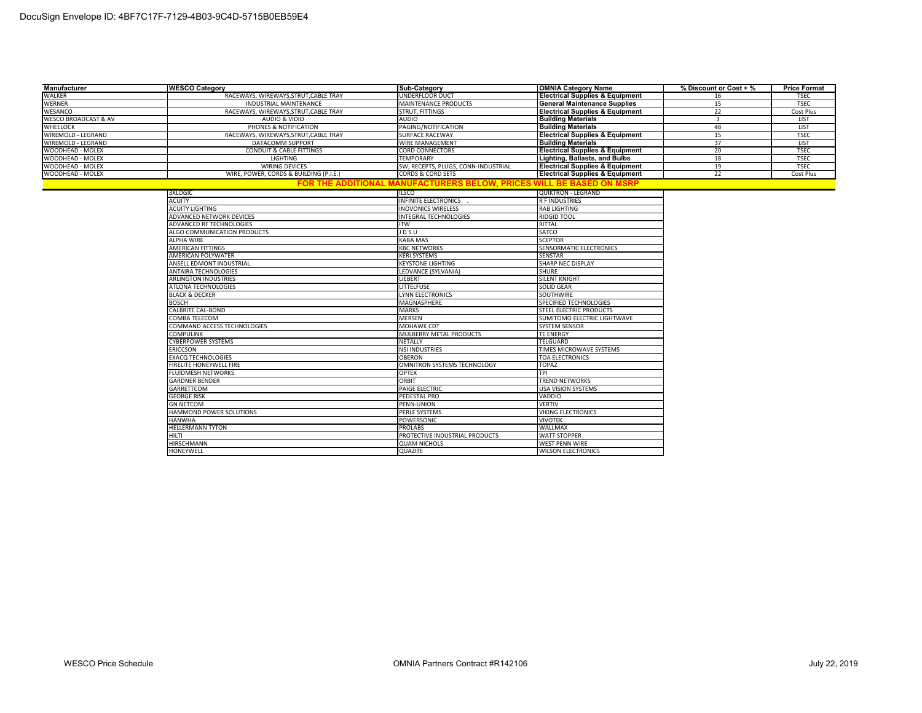| Manufacturer | WESCO Category | Sub-Category | OMNIA Category Name | % Discount or Cost + % | Price Format |
|---|---|---|---|---|---|
| WALKER | RACEWAYS, WIREWAYS,STRUT,CABLE TRAY | UNDERFLOOR DUCT | **Electrical Supplies & Equipment** | 16 | TSEC |
| WERNER | INDUSTRIAL MAINTENANCE | MAINTENANCE PRODUCTS | **General Maintenance Supplies** | 15 | TSEC |
| WESANCO | RACEWAYS, WIREWAYS,STRUT,CABLE TRAY | STRUT, FITTINGS | **Electrical Supplies & Equipment** | 22 | Cost Plus |
| WESCO BROADCAST & AV | AUDIO & VIDIO | AUDIO | **Building Materials** | 3 | LIST |
| WHEELOCK | PHONES & NOTIFICATION | PAGING/NOTIFICATION | **Building Materials** | 48 | LIST |
| WIREMOLD - LEGRAND | RACEWAYS, WIREWAYS,STRUT,CABLE TRAY | SURFACE RACEWAY | **Electrical Supplies & Equipment** | 15 | TSEC |
| WIREMOLD - LEGRAND | DATACOMM SUPPORT | WIRE MANAGEMENT | **Building Materials** | 37 | LIST |
| WOODHEAD - MOLEX | CONDUIT & CABLE FITTINGS | CORD CONNECTORS | **Electrical Supplies & Equipment** | 20 | TSEC |
| WOODHEAD - MOLEX | LIGHTING | TEMPORARY | **Lighting, Ballasts, and Bulbs** | 18 | TSEC |
| WOODHEAD - MOLEX | WIRING DEVICES | SW, RECEPTS, PLUGS, CONN-INDUSTRIAL | **Electrical Supplies & Equipment** | 19 | TSEC |
| WOODHEAD - MOLEX | WIRE, POWER, CORDS & BUILDING (P.I.E.) | CORDS & CORD SETS | **Electrical Supplies & Equipment** | 22 | Cost Plus |

**FOR THE ADDITIONAL MANUFACTURERS BELOW, PRICES WILL BE BASED ON MSRP**

| | | |
|---|---|---|
| 3XLOGIC | ILSCO | QUIKTRON - LEGRAND |
| ACUITY | INFINITE ELECTRONICS . | R F INDUSTRIES |
| ACUITY LIGHTING | INOVONICS WIRELESS | RAB LIGHTING |
| ADVANCED NETWORK DEVICES | INTEGRAL TECHNOLOGIES | RIDGID TOOL |
| ADVANCED RF TECHNOLOGIES | ITW | RITTAL |
| ALGO COMMUNICATION PRODUCTS | J D S U | SATCO |
| ALPHA WIRE | KABA MAS | SCEPTOR |
| AMERICAN FITTINGS | KBC NETWORKS | SENSORMATIC ELECTRONICS |
| AMERICAN POLYWATER | KERI SYSTEMS | SENSTAR |
| ANSELL EDMONT INDUSTRIAL | KEYSTONE LIGHTING | SHARP NEC DISPLAY |
| ANTAIRA TECHNOLOGIES | LEDVANCE (SYLVANIA) | SHURE |
| ARLINGTON INDUSTRIES | LIEBERT | SILENT KNIGHT |
| ATLONA TECHNOLOGIES | LITTELFUSE | SOLID GEAR |
| BLACK & DECKER | LYNN ELECTRONICS | SOUTHWIRE |
| BOSCH | MAGNASPHERE | SPECIFIED TECHNOLOGIES |
| CALBRITE CAL-BOND | MARKS | STEEL ELECTRIC PRODUCTS |
| COMBA TELECOM | MERSEN | SUMITOMO ELECTRIC LIGHTWAVE |
| COMMAND ACCESS TECHNOLOGIES | MOHAWK CDT | SYSTEM SENSOR |
| COMPULINK | MULBERRY METAL PRODUCTS | TE ENERGY |
| CYBERPOWER SYSTEMS | NETALLY | TELGUARD |
| ERICCSON | NSI INDUSTRIES | TIMES MICROWAVE SYSTEMS |
| EXACQ TECHNOLOGIES | OBERON | TOA ELECTRONICS |
| FIRELITE HONEYWELL FIRE | OMNITRON SYSTEMS TECHNOLOGY | TOPAZ |
| FLUIDMESH NETWORKS | OPTEX | TPI |
| GARDNER BENDER | ORBIT | TREND NETWORKS |
| GARRETTCOM | PAIGE ELECTRIC | USA VISION SYSTEMS |
| GEORGE RISK | PEDESTAL PRO | VADDIO |
| GN NETCOM | PENN-UNION | VERTIV |
| HAMMOND POWER SOLUTIONS | PERLE SYSTEMS | VIKING ELECTRONICS |
| HANWHA | POWERSONIC | VIVOTEK |
| HELLERMANN TYTON | PROLABS | WALLMAX |
| HILTI | PROTECTIVE INDUSTRIAL PRODUCTS | WATT STOPPER |
| HIRSCHMANN | QUAM NICHOLS | WEST PENN WIRE |
| HONEYWELL | QUAZITE | WILSON ELECTRONICS |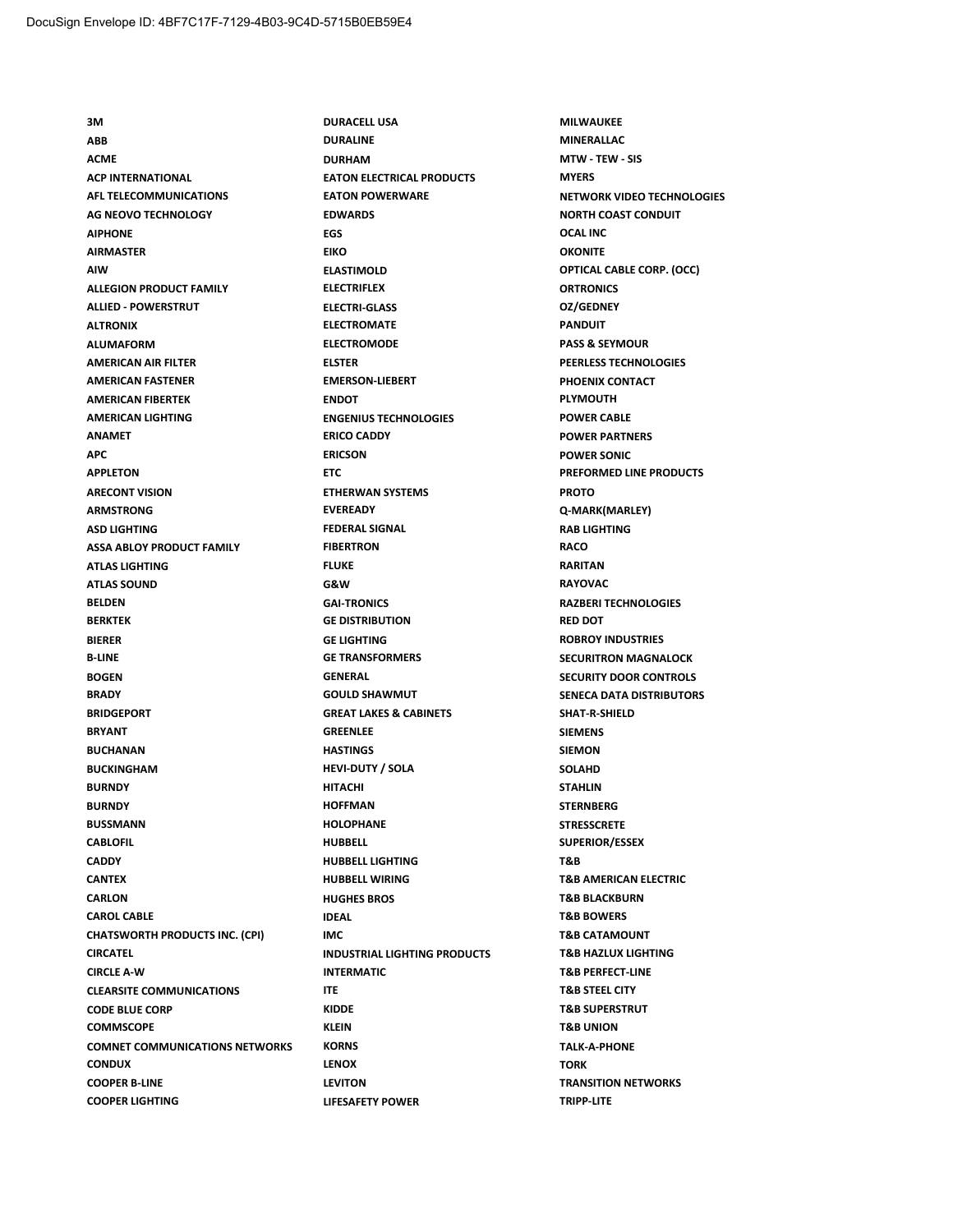3M
ABB
ACME
ACP INTERNATIONAL
AFL TELECOMMUNICATIONS
AG NEOVO TECHNOLOGY
AIPHONE
AIRMASTER
AIW
ALLEGION PRODUCT FAMILY
ALLIED - POWERSTRUT
ALTRONIX
ALUMAFORM
AMERICAN AIR FILTER
AMERICAN FASTENER
AMERICAN FIBERTEK
AMERICAN LIGHTING
ANAMET
APC
APPLETON
ARECONT VISION
ARMSTRONG
ASD LIGHTING
ASSA ABLOY PRODUCT FAMILY
ATLAS LIGHTING
ATLAS SOUND
BELDEN
BERKTEK
BIERER
B-LINE
BOGEN
BRADY
BRIDGEPORT
BRYANT
BUCHANAN
BUCKINGHAM
BURNDY
BURNDY
BUSSMANN
CABLOFIL
CADDY
CANTEX
CARLON
CAROL CABLE
CHATSWORTH PRODUCTS INC. (CPI)
CIRCATEL
CIRCLE A-W
CLEARSITE COMMUNICATIONS
CODE BLUE CORP
COMMSCOPE
COMNET COMMUNICATIONS NETWORKS
CONDUX
COOPER B-LINE
COOPER LIGHTING
DURACELL USA
DURALINE
DURHAM
EATON ELECTRICAL PRODUCTS
EATON POWERWARE
EDWARDS
EGS
EIKO
ELASTIMOLD
ELECTRIFLEX
ELECTRI-GLASS
ELECTROMATE
ELECTROMODE
ELSTER
EMERSON-LIEBERT
ENDOT
ENGENIUS TECHNOLOGIES
ERICO CADDY
ERICSON
ETC
ETHERWAN SYSTEMS
EVEREADY
FEDERAL SIGNAL
FIBERTRON
FLUKE
G&W
GAI-TRONICS
GE DISTRIBUTION
GE LIGHTING
GE TRANSFORMERS
GENERAL
GOULD SHAWMUT
GREAT LAKES & CABINETS
GREENLEE
HASTINGS
HEVI-DUTY / SOLA
HITACHI
HOFFMAN
HOLOPHANE
HUBBELL
HUBBELL LIGHTING
HUBBELL WIRING
HUGHES BROS
IDEAL
IMC
INDUSTRIAL LIGHTING PRODUCTS
INTERMATIC
ITE
KIDDE
KLEIN
KORNS
LENOX
LEVITON
LIFESAFETY POWER
MILWAUKEE
MINERALLAC
MTW - TEW - SIS
MYERS
NETWORK VIDEO TECHNOLOGIES
NORTH COAST CONDUIT
OCAL INC
OKONITE
OPTICAL CABLE CORP. (OCC)
ORTRONICS
OZ/GEDNEY
PANDUIT
PASS & SEYMOUR
PEERLESS TECHNOLOGIES
PHOENIX CONTACT
PLYMOUTH
POWER CABLE
POWER PARTNERS
POWER SONIC
PREFORMED LINE PRODUCTS
PROTO
Q-MARK(MARLEY)
RAB LIGHTING
RACO
RARITAN
RAYOVAC
RAZBERI TECHNOLOGIES
RED DOT
ROBROY INDUSTRIES
SECURITRON MAGNALOCK
SECURITY DOOR CONTROLS
SENECA DATA DISTRIBUTORS
SHAT-R-SHIELD
SIEMENS
SIEMON
SOLAHD
STAHLIN
STERNBERG
STRESSCRETE
SUPERIOR/ESSEX
T&B
T&B AMERICAN ELECTRIC
T&B BLACKBURN
T&B BOWERS
T&B CATAMOUNT
T&B HAZLUX LIGHTING
T&B PERFECT-LINE
T&B STEEL CITY
T&B SUPERSTRUT
T&B UNION
TALK-A-PHONE
TORK
TRANSITION NETWORKS
TRIPP-LITE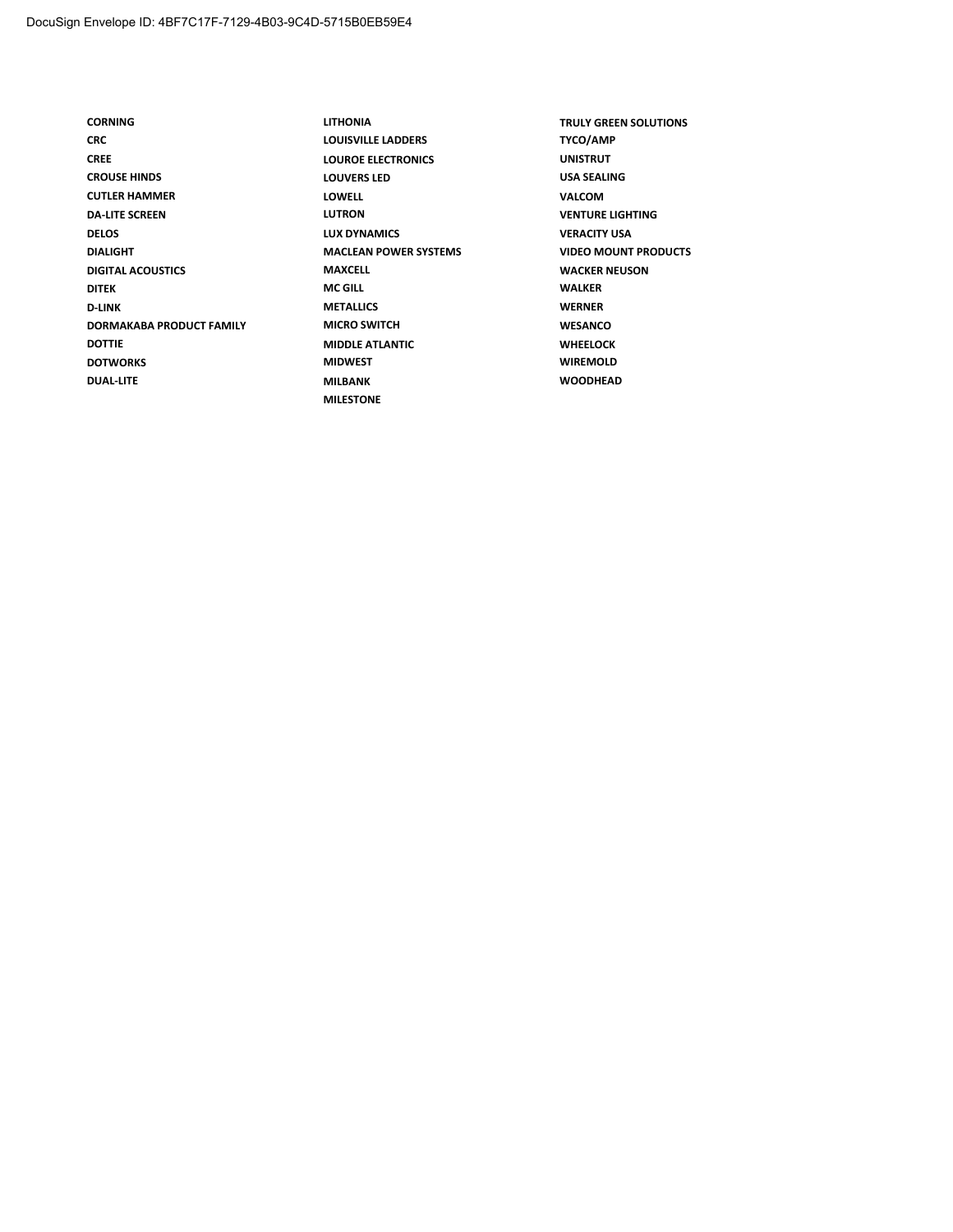**CORNING**
**CRC**
**CREE**
**CROUSE HINDS**
**CUTLER HAMMER**
**DA-LITE SCREEN**
**DELOS**
**DIALIGHT**
**DIGITAL ACOUSTICS**
**DITEK**
**D-LINK**
**DORMAKABA PRODUCT FAMILY**
**DOTTIE**
**DOTWORKS**
**DUAL-LITE**

**LITHONIA**
**LOUISVILLE LADDERS**
**LOUROE ELECTRONICS**
**LOUVERS LED**
**LOWELL**
**LUTRON**
**LUX DYNAMICS**
**MACLEAN POWER SYSTEMS**
**MAXCELL**
**MC GILL**
**METALLICS**
**MICRO SWITCH**
**MIDDLE ATLANTIC**
**MIDWEST**
**MILBANK**
**MILESTONE**

**TRULY GREEN SOLUTIONS**
**TYCO/AMP**
**UNISTRUT**
**USA SEALING**
**VALCOM**
**VENTURE LIGHTING**
**VERACITY USA**
**VIDEO MOUNT PRODUCTS**
**WACKER NEUSON**
**WALKER**
**WERNER**
**WESANCO**
**WHEELOCK**
**WIREMOLD**
**WOODHEAD**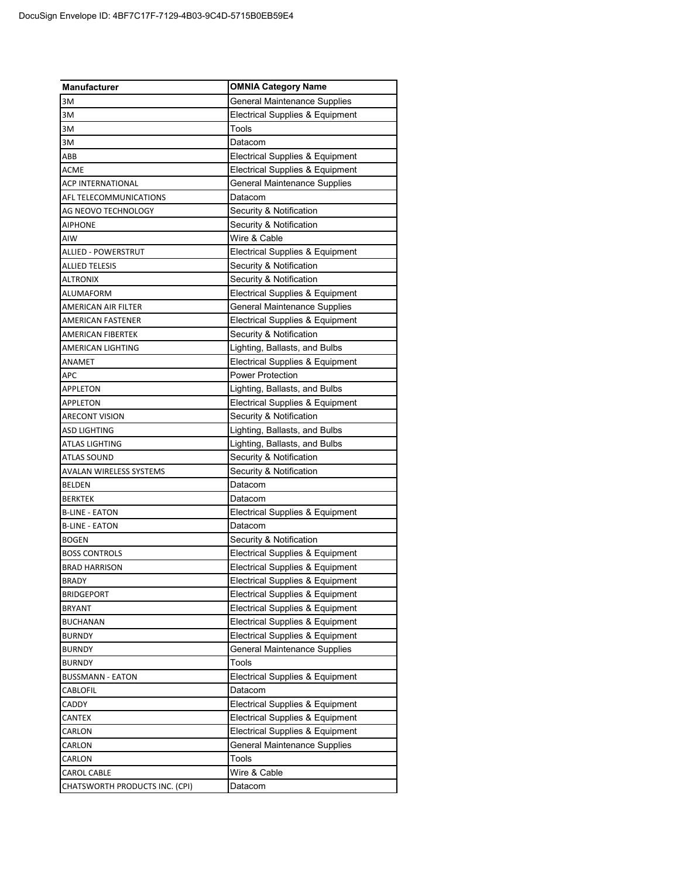| Manufacturer | OMNIA Category Name |
|---|---|
| 3M | General Maintenance Supplies |
| 3M | Electrical Supplies & Equipment |
| 3M | Tools |
| 3M | Datacom |
| ABB | Electrical Supplies & Equipment |
| ACME | Electrical Supplies & Equipment |
| ACP INTERNATIONAL | General Maintenance Supplies |
| AFL TELECOMMUNICATIONS | Datacom |
| AG NEOVO TECHNOLOGY | Security & Notification |
| AIPHONE | Security & Notification |
| AIW | Wire & Cable |
| ALLIED - POWERSTRUT | Electrical Supplies & Equipment |
| ALLIED TELESIS | Security & Notification |
| ALTRONIX | Security & Notification |
| ALUMAFORM | Electrical Supplies & Equipment |
| AMERICAN AIR FILTER | General Maintenance Supplies |
| AMERICAN FASTENER | Electrical Supplies & Equipment |
| AMERICAN FIBERTEK | Security & Notification |
| AMERICAN LIGHTING | Lighting, Ballasts, and Bulbs |
| ANAMET | Electrical Supplies & Equipment |
| APC | Power Protection |
| APPLETON | Lighting, Ballasts, and Bulbs |
| APPLETON | Electrical Supplies & Equipment |
| ARECONT VISION | Security & Notification |
| ASD LIGHTING | Lighting, Ballasts, and Bulbs |
| ATLAS LIGHTING | Lighting, Ballasts, and Bulbs |
| ATLAS SOUND | Security & Notification |
| AVALAN WIRELESS SYSTEMS | Security & Notification |
| BELDEN | Datacom |
| BERKTEK | Datacom |
| B-LINE - EATON | Electrical Supplies & Equipment |
| B-LINE - EATON | Datacom |
| BOGEN | Security & Notification |
| BOSS CONTROLS | Electrical Supplies & Equipment |
| BRAD HARRISON | Electrical Supplies & Equipment |
| BRADY | Electrical Supplies & Equipment |
| BRIDGEPORT | Electrical Supplies & Equipment |
| BRYANT | Electrical Supplies & Equipment |
| BUCHANAN | Electrical Supplies & Equipment |
| BURNDY | Electrical Supplies & Equipment |
| BURNDY | General Maintenance Supplies |
| BURNDY | Tools |
| BUSSMANN - EATON | Electrical Supplies & Equipment |
| CABLOFIL | Datacom |
| CADDY | Electrical Supplies & Equipment |
| CANTEX | Electrical Supplies & Equipment |
| CARLON | Electrical Supplies & Equipment |
| CARLON | General Maintenance Supplies |
| CARLON | Tools |
| CAROL CABLE | Wire & Cable |
| CHATSWORTH PRODUCTS INC. (CPI) | Datacom |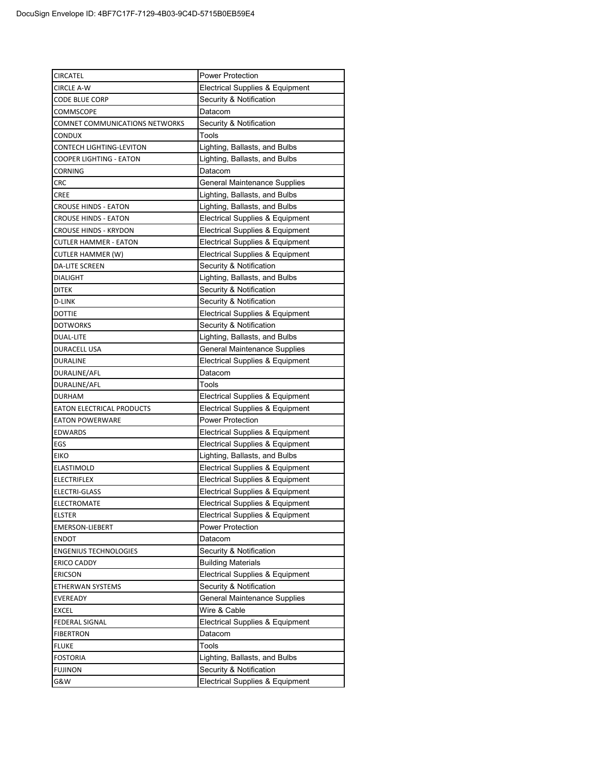| | |
|---|---|
| CIRCATEL | Power Protection |
| CIRCLE A-W | Electrical Supplies & Equipment |
| CODE BLUE CORP | Security & Notification |
| COMMSCOPE | Datacom |
| COMNET COMMUNICATIONS NETWORKS | Security & Notification |
| CONDUX | Tools |
| CONTECH LIGHTING-LEVITON | Lighting, Ballasts, and Bulbs |
| COOPER LIGHTING - EATON | Lighting, Ballasts, and Bulbs |
| CORNING | Datacom |
| CRC | General Maintenance Supplies |
| CREE | Lighting, Ballasts, and Bulbs |
| CROUSE HINDS - EATON | Lighting, Ballasts, and Bulbs |
| CROUSE HINDS - EATON | Electrical Supplies & Equipment |
| CROUSE HINDS - KRYDON | Electrical Supplies & Equipment |
| CUTLER HAMMER - EATON | Electrical Supplies & Equipment |
| CUTLER HAMMER (W) | Electrical Supplies & Equipment |
| DA-LITE SCREEN | Security & Notification |
| DIALIGHT | Lighting, Ballasts, and Bulbs |
| DITEK | Security & Notification |
| D-LINK | Security & Notification |
| DOTTIE | Electrical Supplies & Equipment |
| DOTWORKS | Security & Notification |
| DUAL-LITE | Lighting, Ballasts, and Bulbs |
| DURACELL USA | General Maintenance Supplies |
| DURALINE | Electrical Supplies & Equipment |
| DURALINE/AFL | Datacom |
| DURALINE/AFL | Tools |
| DURHAM | Electrical Supplies & Equipment |
| EATON ELECTRICAL PRODUCTS | Electrical Supplies & Equipment |
| EATON POWERWARE | Power Protection |
| EDWARDS | Electrical Supplies & Equipment |
| EGS | Electrical Supplies & Equipment |
| EIKO | Lighting, Ballasts, and Bulbs |
| ELASTIMOLD | Electrical Supplies & Equipment |
| ELECTRIFLEX | Electrical Supplies & Equipment |
| ELECTRI-GLASS | Electrical Supplies & Equipment |
| ELECTROMATE | Electrical Supplies & Equipment |
| ELSTER | Electrical Supplies & Equipment |
| EMERSON-LIEBERT | Power Protection |
| ENDOT | Datacom |
| ENGENIUS TECHNOLOGIES | Security & Notification |
| ERICO CADDY | Building Materials |
| ERICSON | Electrical Supplies & Equipment |
| ETHERWAN SYSTEMS | Security & Notification |
| EVEREADY | General Maintenance Supplies |
| EXCEL | Wire & Cable |
| FEDERAL SIGNAL | Electrical Supplies & Equipment |
| FIBERTRON | Datacom |
| FLUKE | Tools |
| FOSTORIA | Lighting, Ballasts, and Bulbs |
| FUJINON | Security & Notification |
| G&W | Electrical Supplies & Equipment |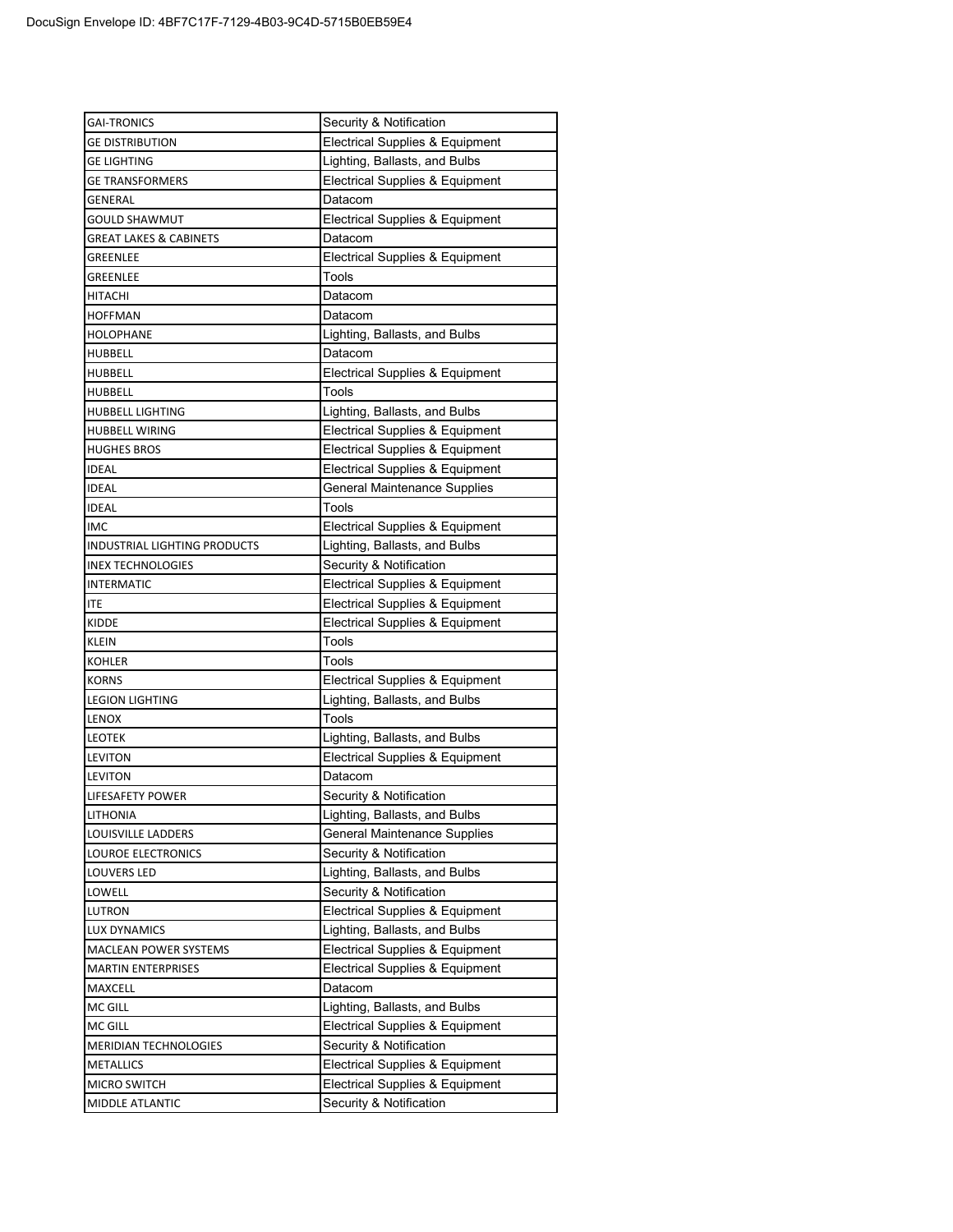| | |
|---|---|
| GAI-TRONICS | Security & Notification |
| GE DISTRIBUTION | Electrical Supplies & Equipment |
| GE LIGHTING | Lighting, Ballasts, and Bulbs |
| GE TRANSFORMERS | Electrical Supplies & Equipment |
| GENERAL | Datacom |
| GOULD SHAWMUT | Electrical Supplies & Equipment |
| GREAT LAKES & CABINETS | Datacom |
| GREENLEE | Electrical Supplies & Equipment |
| GREENLEE | Tools |
| HITACHI | Datacom |
| HOFFMAN | Datacom |
| HOLOPHANE | Lighting, Ballasts, and Bulbs |
| HUBBELL | Datacom |
| HUBBELL | Electrical Supplies & Equipment |
| HUBBELL | Tools |
| HUBBELL LIGHTING | Lighting, Ballasts, and Bulbs |
| HUBBELL WIRING | Electrical Supplies & Equipment |
| HUGHES BROS | Electrical Supplies & Equipment |
| IDEAL | Electrical Supplies & Equipment |
| IDEAL | General Maintenance Supplies |
| IDEAL | Tools |
| IMC | Electrical Supplies & Equipment |
| INDUSTRIAL LIGHTING PRODUCTS | Lighting, Ballasts, and Bulbs |
| INEX TECHNOLOGIES | Security & Notification |
| INTERMATIC | Electrical Supplies & Equipment |
| ITE | Electrical Supplies & Equipment |
| KIDDE | Electrical Supplies & Equipment |
| KLEIN | Tools |
| KOHLER | Tools |
| KORNS | Electrical Supplies & Equipment |
| LEGION LIGHTING | Lighting, Ballasts, and Bulbs |
| LENOX | Tools |
| LEOTEK | Lighting, Ballasts, and Bulbs |
| LEVITON | Electrical Supplies & Equipment |
| LEVITON | Datacom |
| LIFESAFETY POWER | Security & Notification |
| LITHONIA | Lighting, Ballasts, and Bulbs |
| LOUISVILLE LADDERS | General Maintenance Supplies |
| LOUROE ELECTRONICS | Security & Notification |
| LOUVERS LED | Lighting, Ballasts, and Bulbs |
| LOWELL | Security & Notification |
| LUTRON | Electrical Supplies & Equipment |
| LUX DYNAMICS | Lighting, Ballasts, and Bulbs |
| MACLEAN POWER SYSTEMS | Electrical Supplies & Equipment |
| MARTIN ENTERPRISES | Electrical Supplies & Equipment |
| MAXCELL | Datacom |
| MC GILL | Lighting, Ballasts, and Bulbs |
| MC GILL | Electrical Supplies & Equipment |
| MERIDIAN TECHNOLOGIES | Security & Notification |
| METALLICS | Electrical Supplies & Equipment |
| MICRO SWITCH | Electrical Supplies & Equipment |
| MIDDLE ATLANTIC | Security & Notification |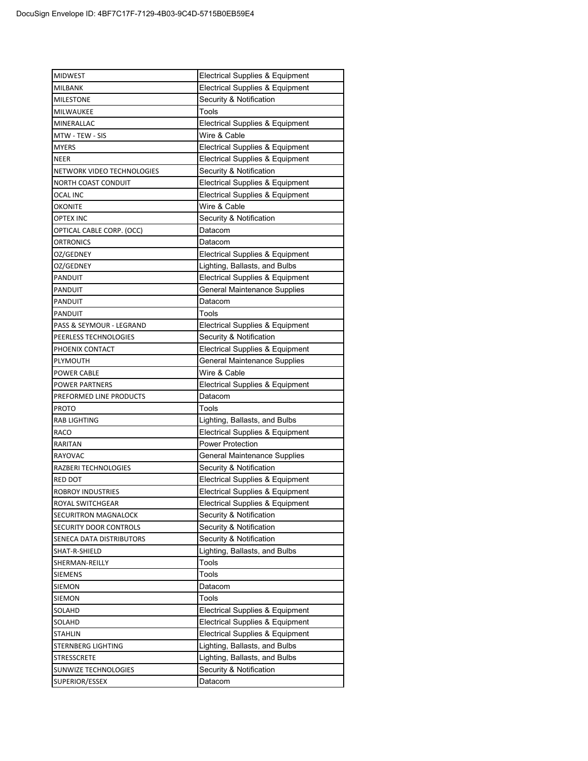| | |
|---|---|
| MIDWEST | Electrical Supplies & Equipment |
| MILBANK | Electrical Supplies & Equipment |
| MILESTONE | Security & Notification |
| MILWAUKEE | Tools |
| MINERALLAC | Electrical Supplies & Equipment |
| MTW - TEW - SIS | Wire & Cable |
| MYERS | Electrical Supplies & Equipment |
| NEER | Electrical Supplies & Equipment |
| NETWORK VIDEO TECHNOLOGIES | Security & Notification |
| NORTH COAST CONDUIT | Electrical Supplies & Equipment |
| OCAL INC | Electrical Supplies & Equipment |
| OKONITE | Wire & Cable |
| OPTEX INC | Security & Notification |
| OPTICAL CABLE CORP. (OCC) | Datacom |
| ORTRONICS | Datacom |
| OZ/GEDNEY | Electrical Supplies & Equipment |
| OZ/GEDNEY | Lighting, Ballasts, and Bulbs |
| PANDUIT | Electrical Supplies & Equipment |
| PANDUIT | General Maintenance Supplies |
| PANDUIT | Datacom |
| PANDUIT | Tools |
| PASS & SEYMOUR - LEGRAND | Electrical Supplies & Equipment |
| PEERLESS TECHNOLOGIES | Security & Notification |
| PHOENIX CONTACT | Electrical Supplies & Equipment |
| PLYMOUTH | General Maintenance Supplies |
| POWER CABLE | Wire & Cable |
| POWER PARTNERS | Electrical Supplies & Equipment |
| PREFORMED LINE PRODUCTS | Datacom |
| PROTO | Tools |
| RAB LIGHTING | Lighting, Ballasts, and Bulbs |
| RACO | Electrical Supplies & Equipment |
| RARITAN | Power Protection |
| RAYOVAC | General Maintenance Supplies |
| RAZBERI TECHNOLOGIES | Security & Notification |
| RED DOT | Electrical Supplies & Equipment |
| ROBROY INDUSTRIES | Electrical Supplies & Equipment |
| ROYAL SWITCHGEAR | Electrical Supplies & Equipment |
| SECURITRON MAGNALOCK | Security & Notification |
| SECURITY DOOR CONTROLS | Security & Notification |
| SENECA DATA DISTRIBUTORS | Security & Notification |
| SHAT-R-SHIELD | Lighting, Ballasts, and Bulbs |
| SHERMAN-REILLY | Tools |
| SIEMENS | Tools |
| SIEMON | Datacom |
| SIEMON | Tools |
| SOLAHD | Electrical Supplies & Equipment |
| SOLAHD | Electrical Supplies & Equipment |
| STAHLIN | Electrical Supplies & Equipment |
| STERNBERG LIGHTING | Lighting, Ballasts, and Bulbs |
| STRESSCRETE | Lighting, Ballasts, and Bulbs |
| SUNWIZE TECHNOLOGIES | Security & Notification |
| SUPERIOR/ESSEX | Datacom |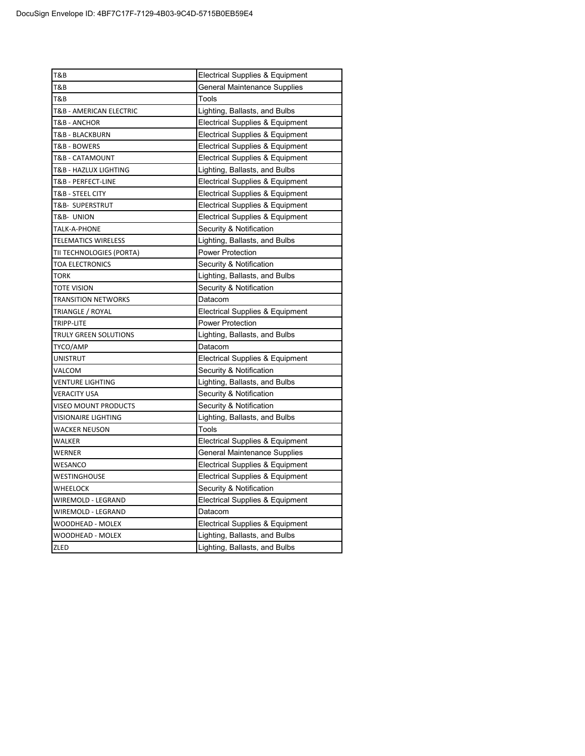| | |
|---|---|
| T&B | Electrical Supplies & Equipment |
| T&B | General Maintenance Supplies |
| T&B | Tools |
| T&B - AMERICAN ELECTRIC | Lighting, Ballasts, and Bulbs |
| T&B - ANCHOR | Electrical Supplies & Equipment |
| T&B - BLACKBURN | Electrical Supplies & Equipment |
| T&B - BOWERS | Electrical Supplies & Equipment |
| T&B - CATAMOUNT | Electrical Supplies & Equipment |
| T&B - HAZLUX LIGHTING | Lighting, Ballasts, and Bulbs |
| T&B - PERFECT-LINE | Electrical Supplies & Equipment |
| T&B - STEEL CITY | Electrical Supplies & Equipment |
| T&B- SUPERSTRUT | Electrical Supplies & Equipment |
| T&B- UNION | Electrical Supplies & Equipment |
| TALK-A-PHONE | Security & Notification |
| TELEMATICS WIRELESS | Lighting, Ballasts, and Bulbs |
| TII TECHNOLOGIES (PORTA) | Power Protection |
| TOA ELECTRONICS | Security & Notification |
| TORK | Lighting, Ballasts, and Bulbs |
| TOTE VISION | Security & Notification |
| TRANSITION NETWORKS | Datacom |
| TRIANGLE / ROYAL | Electrical Supplies & Equipment |
| TRIPP-LITE | Power Protection |
| TRULY GREEN SOLUTIONS | Lighting, Ballasts, and Bulbs |
| TYCO/AMP | Datacom |
| UNISTRUT | Electrical Supplies & Equipment |
| VALCOM | Security & Notification |
| VENTURE LIGHTING | Lighting, Ballasts, and Bulbs |
| VERACITY USA | Security & Notification |
| VISEO MOUNT PRODUCTS | Security & Notification |
| VISIONAIRE LIGHTING | Lighting, Ballasts, and Bulbs |
| WACKER NEUSON | Tools |
| WALKER | Electrical Supplies & Equipment |
| WERNER | General Maintenance Supplies |
| WESANCO | Electrical Supplies & Equipment |
| WESTINGHOUSE | Electrical Supplies & Equipment |
| WHEELOCK | Security & Notification |
| WIREMOLD - LEGRAND | Electrical Supplies & Equipment |
| WIREMOLD - LEGRAND | Datacom |
| WOODHEAD - MOLEX | Electrical Supplies & Equipment |
| WOODHEAD - MOLEX | Lighting, Ballasts, and Bulbs |
| ZLED | Lighting, Ballasts, and Bulbs |